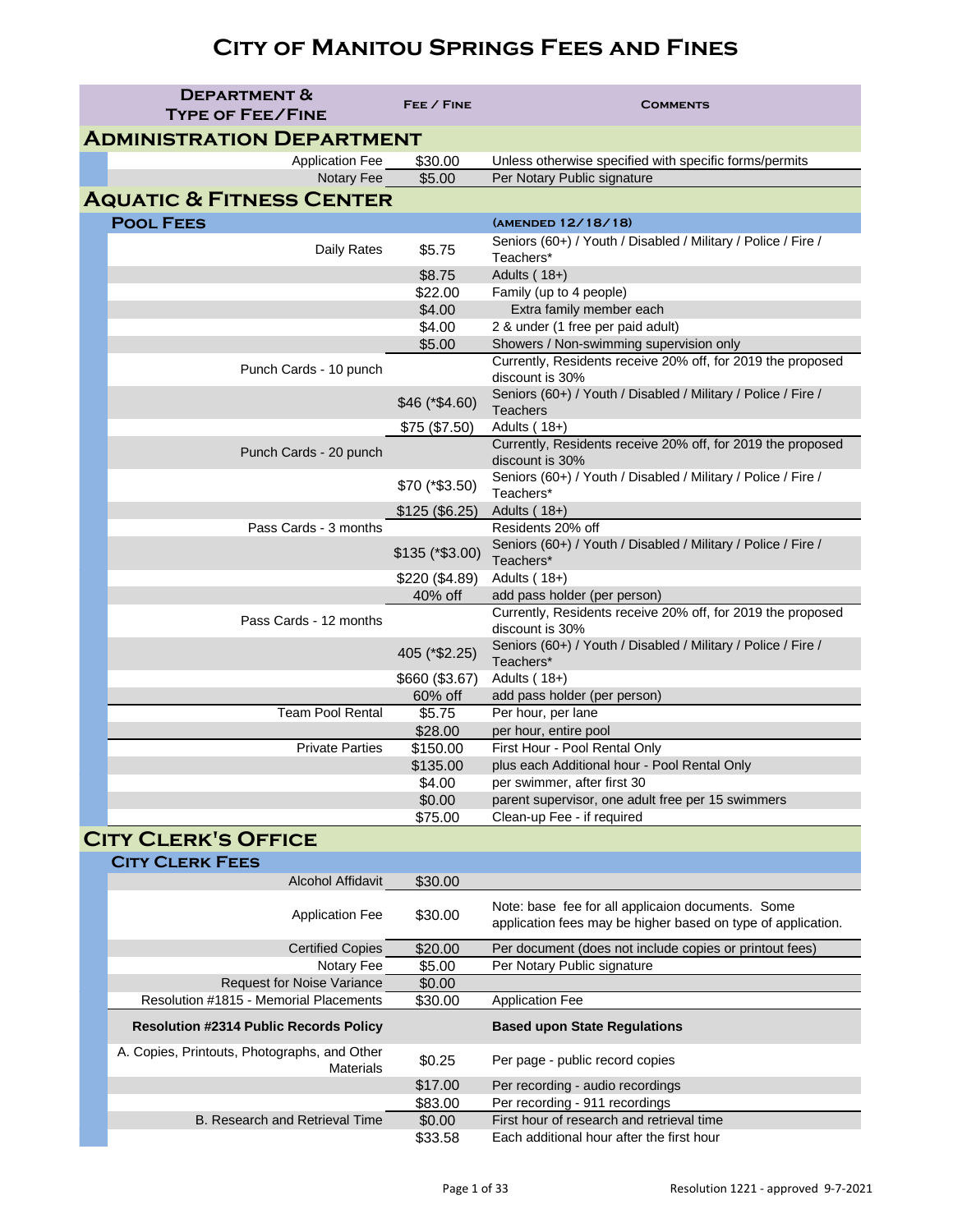# City of Manitou Springs Fees and Fines

| Department & Type of Fee/Fine | Fee / Fine | Comments |
|---|---|---|
| **ADMINISTRATION DEPARTMENT** | | |
| Application Fee | $30.00 | Unless otherwise specified with specific forms/permits |
| Notary Fee | $5.00 | Per Notary Public signature |
| **AQUATIC & FITNESS CENTER** | | |
| **Pool Fees** | | (amended 12/18/18) |
| Daily Rates | $5.75 | Seniors (60+) / Youth / Disabled / Military / Police / Fire / Teachers* |
| | $8.75 | Adults ( 18+) |
| | $22.00 | Family (up to 4 people) |
| | $4.00 | Extra family member each |
| | $4.00 | 2 & under (1 free per paid adult) |
| | $5.00 | Showers / Non-swimming supervision only |
| Punch Cards - 10 punch | | Currently, Residents receive 20% off, for 2019 the proposed discount is 30% |
| | $46 (*$4.60) | Seniors (60+) / Youth / Disabled / Military / Police / Fire / Teachers |
| | $75 ($7.50) | Adults ( 18+) |
| Punch Cards - 20 punch | | Currently, Residents receive 20% off, for 2019 the proposed discount is 30% |
| | $70 (*$3.50) | Seniors (60+) / Youth / Disabled / Military / Police / Fire / Teachers* |
| | $125 ($6.25) | Adults ( 18+) |
| Pass Cards - 3 months | | Residents 20% off |
| | $135 (*$3.00) | Seniors (60+) / Youth / Disabled / Military / Police / Fire / Teachers* |
| | $220 ($4.89) | Adults ( 18+) |
| | 40% off | add pass holder (per person) |
| Pass Cards - 12 months | | Currently, Residents receive 20% off, for 2019 the proposed discount is 30% |
| | 405 (*$2.25) | Seniors (60+) / Youth / Disabled / Military / Police / Fire / Teachers* |
| | $660 ($3.67) | Adults ( 18+) |
| | 60% off | add pass holder (per person) |
| Team Pool Rental | $5.75 | Per hour, per lane |
| | $28.00 | per hour, entire pool |
| Private Parties | $150.00 | First Hour - Pool Rental Only |
| | $135.00 | plus each Additional hour - Pool Rental Only |
| | $4.00 | per swimmer, after first 30 |
| | $0.00 | parent supervisor, one adult free per 15 swimmers |
| | $75.00 | Clean-up Fee - if required |
| **CITY CLERK'S OFFICE** | | |
| **City Clerk Fees** | | |
| Alcohol Affidavit | $30.00 | |
| Application Fee | $30.00 | Note: base fee for all applicaion documents. Some application fees may be higher based on type of application. |
| Certified Copies | $20.00 | Per document (does not include copies or printout fees) |
| Notary Fee | $5.00 | Per Notary Public signature |
| Request for Noise Variance | $0.00 | |
| Resolution #1815 - Memorial Placements | $30.00 | Application Fee |
| **Resolution #2314 Public Records Policy** | | **Based upon State Regulations** |
| A. Copies, Printouts, Photographs, and Other Materials | $0.25 | Per page - public record copies |
| | $17.00 | Per recording - audio recordings |
| | $83.00 | Per recording - 911 recordings |
| B. Research and Retrieval Time | $0.00 | First hour of research and retrieval time |
| | $33.58 | Each additional hour after the first hour |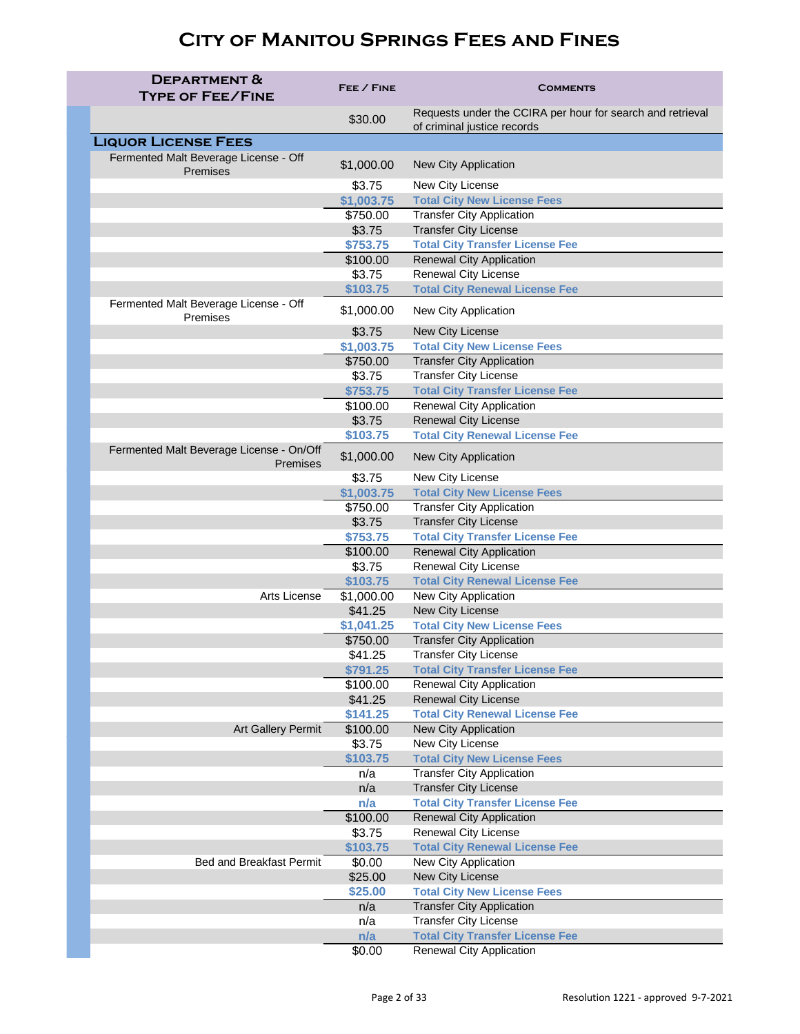# City of Manitou Springs Fees and Fines

| Department & Type of Fee/Fine | Fee / Fine | Comments |
|---|---|---|
| | $30.00 | Requests under the CCIRA per hour for search and retrieval of criminal justice records |
| **Liquor License Fees** | | |
| Fermented Malt Beverage License - Off Premises | $1,000.00 | New City Application |
| | $3.75 | New City License |
| | **$1,003.75** | **Total City New License Fees** |
| | $750.00 | Transfer City Application |
| | $3.75 | Transfer City License |
| | **$753.75** | **Total City Transfer License Fee** |
| | $100.00 | Renewal City Application |
| | $3.75 | Renewal City License |
| | **$103.75** | **Total City Renewal License Fee** |
| Fermented Malt Beverage License - Off Premises | $1,000.00 | New City Application |
| | $3.75 | New City License |
| | **$1,003.75** | **Total City New License Fees** |
| | $750.00 | Transfer City Application |
| | $3.75 | Transfer City License |
| | **$753.75** | **Total City Transfer License Fee** |
| | $100.00 | Renewal City Application |
| | $3.75 | Renewal City License |
| | **$103.75** | **Total City Renewal License Fee** |
| Fermented Malt Beverage License - On/Off Premises | $1,000.00 | New City Application |
| | $3.75 | New City License |
| | **$1,003.75** | **Total City New License Fees** |
| | $750.00 | Transfer City Application |
| | $3.75 | Transfer City License |
| | **$753.75** | **Total City Transfer License Fee** |
| | $100.00 | Renewal City Application |
| | $3.75 | Renewal City License |
| | **$103.75** | **Total City Renewal License Fee** |
| Arts License | $1,000.00 | New City Application |
| | $41.25 | New City License |
| | **$1,041.25** | **Total City New License Fees** |
| | $750.00 | Transfer City Application |
| | $41.25 | Transfer City License |
| | **$791.25** | **Total City Transfer License Fee** |
| | $100.00 | Renewal City Application |
| | $41.25 | Renewal City License |
| | **$141.25** | **Total City Renewal License Fee** |
| Art Gallery Permit | $100.00 | New City Application |
| | $3.75 | New City License |
| | **$103.75** | **Total City New License Fees** |
| | n/a | Transfer City Application |
| | n/a | Transfer City License |
| | **n/a** | **Total City Transfer License Fee** |
| | $100.00 | Renewal City Application |
| | $3.75 | Renewal City License |
| | **$103.75** | **Total City Renewal License Fee** |
| Bed and Breakfast Permit | $0.00 | New City Application |
| | $25.00 | New City License |
| | **$25.00** | **Total City New License Fees** |
| | n/a | Transfer City Application |
| | n/a | Transfer City License |
| | **n/a** | **Total City Transfer License Fee** |
| | $0.00 | Renewal City Application |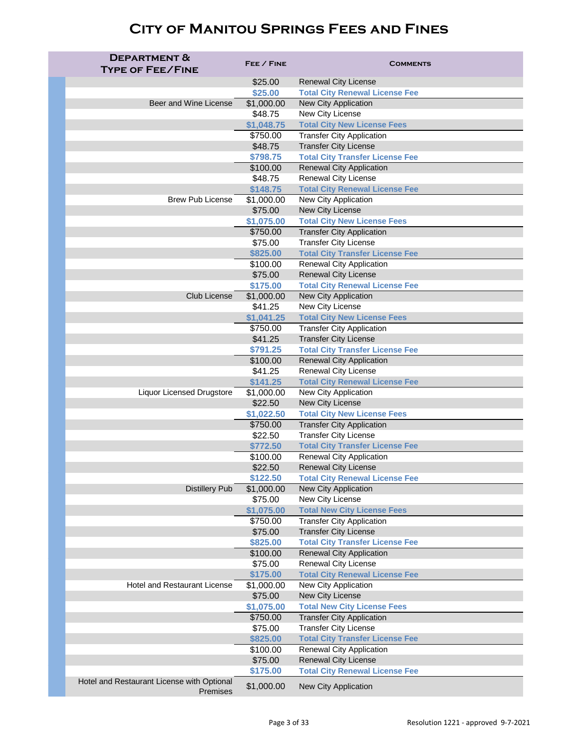# City of Manitou Springs Fees and Fines

| Department & Type of Fee/Fine | Fee / Fine | Comments |
|---|---|---|
| | $25.00 | Renewal City License |
| | **$25.00** | **Total City Renewal License Fee** |
| Beer and Wine License | $1,000.00 | New City Application |
| | $48.75 | New City License |
| | **$1,048.75** | **Total City New License Fees** |
| | $750.00 | Transfer City Application |
| | $48.75 | Transfer City License |
| | **$798.75** | **Total City Transfer License Fee** |
| | $100.00 | Renewal City Application |
| | $48.75 | Renewal City License |
| | **$148.75** | **Total City Renewal License Fee** |
| Brew Pub License | $1,000.00 | New City Application |
| | $75.00 | New City License |
| | **$1,075.00** | **Total City New License Fees** |
| | $750.00 | Transfer City Application |
| | $75.00 | Transfer City License |
| | **$825.00** | **Total City Transfer License Fee** |
| | $100.00 | Renewal City Application |
| | $75.00 | Renewal City License |
| | **$175.00** | **Total City Renewal License Fee** |
| Club License | $1,000.00 | New City Application |
| | $41.25 | New City License |
| | **$1,041.25** | **Total City New License Fees** |
| | $750.00 | Transfer City Application |
| | $41.25 | Transfer City License |
| | **$791.25** | **Total City Transfer License Fee** |
| | $100.00 | Renewal City Application |
| | $41.25 | Renewal City License |
| | **$141.25** | **Total City Renewal License Fee** |
| Liquor Licensed Drugstore | $1,000.00 | New City Application |
| | $22.50 | New City License |
| | **$1,022.50** | **Total City New License Fees** |
| | $750.00 | Transfer City Application |
| | $22.50 | Transfer City License |
| | **$772.50** | **Total City Transfer License Fee** |
| | $100.00 | Renewal City Application |
| | $22.50 | Renewal City License |
| | **$122.50** | **Total City Renewal License Fee** |
| Distillery Pub | $1,000.00 | New City Application |
| | $75.00 | New City License |
| | **$1,075.00** | **Total New City License Fees** |
| | $750.00 | Transfer City Application |
| | $75.00 | Transfer City License |
| | **$825.00** | **Total City Transfer License Fee** |
| | $100.00 | Renewal City Application |
| | $75.00 | Renewal City License |
| | **$175.00** | **Total City Renewal License Fee** |
| Hotel and Restaurant License | $1,000.00 | New City Application |
| | $75.00 | New City License |
| | **$1,075.00** | **Total New City License Fees** |
| | $750.00 | Transfer City Application |
| | $75.00 | Transfer City License |
| | **$825.00** | **Total City Transfer License Fee** |
| | $100.00 | Renewal City Application |
| | $75.00 | Renewal City License |
| | **$175.00** | **Total City Renewal License Fee** |
| Hotel and Restaurant License with Optional Premises | $1,000.00 | New City Application |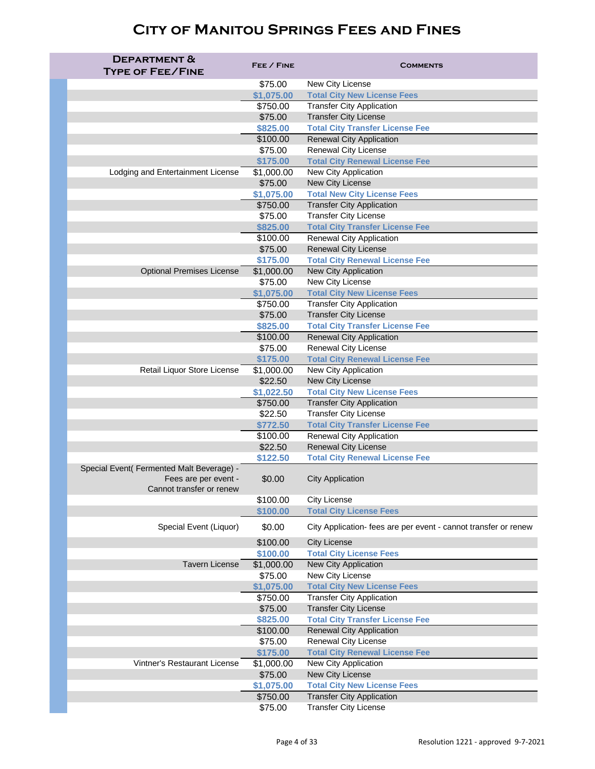# City of Manitou Springs Fees and Fines

| Department & Type of Fee/Fine | Fee / Fine | Comments |
|---|---|---|
| | $75.00 | New City License |
| | **$1,075.00** | **Total City New License Fees** |
| | $750.00 | Transfer City Application |
| | $75.00 | Transfer City License |
| | **$825.00** | **Total City Transfer License Fee** |
| | $100.00 | Renewal City Application |
| | $75.00 | Renewal City License |
| | **$175.00** | **Total City Renewal License Fee** |
| Lodging and Entertainment License | $1,000.00 | New City Application |
| | $75.00 | New City License |
| | **$1,075.00** | **Total New City License Fees** |
| | $750.00 | Transfer City Application |
| | $75.00 | Transfer City License |
| | **$825.00** | **Total City Transfer License Fee** |
| | $100.00 | Renewal City Application |
| | $75.00 | Renewal City License |
| | **$175.00** | **Total City Renewal License Fee** |
| Optional Premises License | $1,000.00 | New City Application |
| | $75.00 | New City License |
| | **$1,075.00** | **Total City New License Fees** |
| | $750.00 | Transfer City Application |
| | $75.00 | Transfer City License |
| | **$825.00** | **Total City Transfer License Fee** |
| | $100.00 | Renewal City Application |
| | $75.00 | Renewal City License |
| | **$175.00** | **Total City Renewal License Fee** |
| Retail Liquor Store License | $1,000.00 | New City Application |
| | $22.50 | New City License |
| | **$1,022.50** | **Total City New License Fees** |
| | $750.00 | Transfer City Application |
| | $22.50 | Transfer City License |
| | **$772.50** | **Total City Transfer License Fee** |
| | $100.00 | Renewal City Application |
| | $22.50 | Renewal City License |
| | **$122.50** | **Total City Renewal License Fee** |
| Special Event( Fermented Malt Beverage) - Fees are per event - Cannot transfer or renew | $0.00 | City Application |
| | $100.00 | City License |
| | **$100.00** | **Total City License Fees** |
| Special Event (Liquor) | $0.00 | City Application- fees are per event - cannot transfer or renew |
| | $100.00 | City License |
| | **$100.00** | **Total City License Fees** |
| Tavern License | $1,000.00 | New City Application |
| | $75.00 | New City License |
| | **$1,075.00** | **Total City New License Fees** |
| | $750.00 | Transfer City Application |
| | $75.00 | Transfer City License |
| | **$825.00** | **Total City Transfer License Fee** |
| | $100.00 | Renewal City Application |
| | $75.00 | Renewal City License |
| | **$175.00** | **Total City Renewal License Fee** |
| Vintner's Restaurant License | $1,000.00 | New City Application |
| | $75.00 | New City License |
| | **$1,075.00** | **Total City New License Fees** |
| | $750.00 | Transfer City Application |
| | $75.00 | Transfer City License |

Resolution 1221 - approved 9-7-2021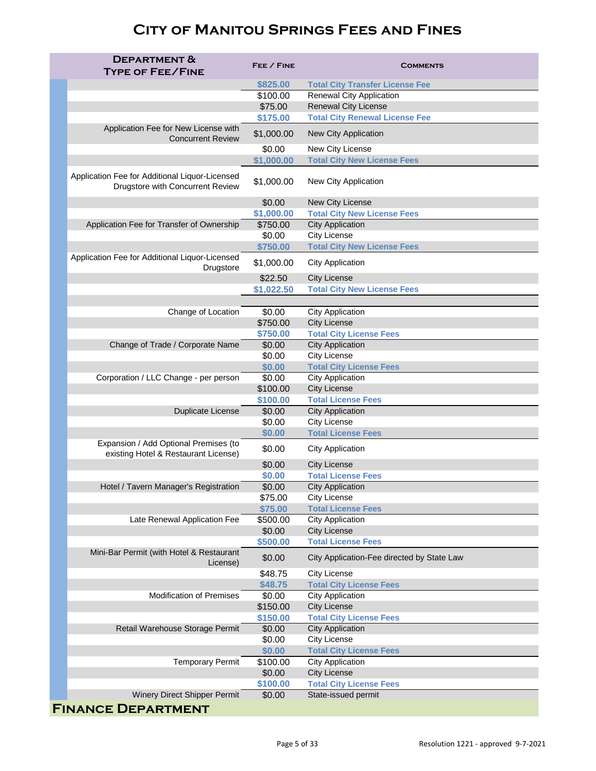# City of Manitou Springs Fees and Fines

| Department & Type of Fee/Fine | Fee / Fine | Comments |
|---|---|---|
| | **$825.00** | **Total City Transfer License Fee** |
| | $100.00 | Renewal City Application |
| | $75.00 | Renewal City License |
| | **$175.00** | **Total City Renewal License Fee** |
| Application Fee for New License with Concurrent Review | $1,000.00 | New City Application |
| | $0.00 | New City License |
| | **$1,000.00** | **Total City New License Fees** |
| Application Fee for Additional Liquor-Licensed Drugstore with Concurrent Review | $1,000.00 | New City Application |
| | $0.00 | New City License |
| | **$1,000.00** | **Total City New License Fees** |
| Application Fee for Transfer of Ownership | $750.00 | City Application |
| | $0.00 | City License |
| | **$750.00** | **Total City New License Fees** |
| Application Fee for Additional Liquor-Licensed Drugstore | $1,000.00 | City Application |
| | $22.50 | City License |
| | **$1,022.50** | **Total City New License Fees** |
| | | |
| Change of Location | $0.00 | City Application |
| | $750.00 | City License |
| | **$750.00** | **Total City License Fees** |
| Change of Trade / Corporate Name | $0.00 | City Application |
| | $0.00 | City License |
| | **$0.00** | **Total City License Fees** |
| Corporation / LLC Change - per person | $0.00 | City Application |
| | $100.00 | City License |
| | **$100.00** | **Total License Fees** |
| Duplicate License | $0.00 | City Application |
| | $0.00 | City License |
| | **$0.00** | **Total License Fees** |
| Expansion / Add Optional Premises (to existing Hotel & Restaurant License) | $0.00 | City Application |
| | $0.00 | City License |
| | **$0.00** | **Total License Fees** |
| Hotel / Tavern Manager's Registration | $0.00 | City Application |
| | $75.00 | City License |
| | **$75.00** | **Total License Fees** |
| Late Renewal Application Fee | $500.00 | City Application |
| | $0.00 | City License |
| | **$500.00** | **Total License Fees** |
| Mini-Bar Permit (with Hotel & Restaurant License) | $0.00 | City Application-Fee directed by State Law |
| | $48.75 | City License |
| | **$48.75** | **Total City License Fees** |
| Modification of Premises | $0.00 | City Application |
| | $150.00 | City License |
| | **$150.00** | **Total City License Fees** |
| Retail Warehouse Storage Permit | $0.00 | City Application |
| | $0.00 | City License |
| | **$0.00** | **Total City License Fees** |
| Temporary Permit | $100.00 | City Application |
| | $0.00 | City License |
| | **$100.00** | **Total City License Fees** |
| Winery Direct Shipper Permit | $0.00 | State-issued permit |

## Finance Department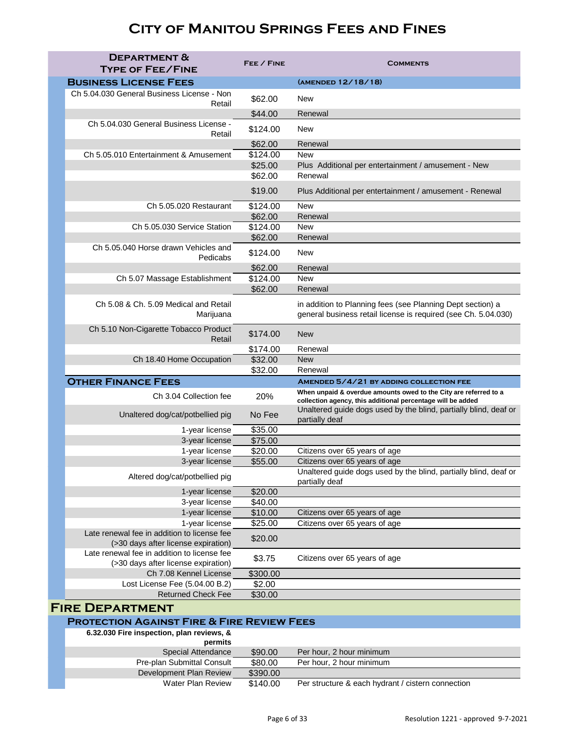# City of Manitou Springs Fees and Fines

| Department & Type of Fee/Fine | Fee / Fine | Comments |
|---|---|---|
| **Business License Fees** | | **(amended 12/18/18)** |
| Ch 5.04.030 General Business License - Non Retail | $62.00 | New |
| | $44.00 | Renewal |
| Ch 5.04.030 General Business License - Retail | $124.00 | New |
| | $62.00 | Renewal |
| Ch 5.05.010 Entertainment & Amusement | $124.00 | New |
| | $25.00 | Plus Additional per entertainment / amusement - New |
| | $62.00 | Renewal |
| | $19.00 | Plus Additional per entertainment / amusement - Renewal |
| Ch 5.05.020 Restaurant | $124.00 | New |
| | $62.00 | Renewal |
| Ch 5.05.030 Service Station | $124.00 | New |
| | $62.00 | Renewal |
| Ch 5.05.040 Horse drawn Vehicles and Pedicabs | $124.00 | New |
| | $62.00 | Renewal |
| Ch 5.07 Massage Establishment | $124.00 | New |
| | $62.00 | Renewal |
| Ch 5.08 & Ch. 5.09 Medical and Retail Marijuana | | in addition to Planning fees (see Planning Dept section) a general business retail license is required (see Ch. 5.04.030) |
| Ch 5.10 Non-Cigarette Tobacco Product Retail | $174.00 | New |
| | $174.00 | Renewal |
| Ch 18.40 Home Occupation | $32.00 | New |
| | $32.00 | Renewal |
| **Other Finance Fees** | | **Amended 5/4/21 by adding collection fee** |
| Ch 3.04 Collection fee | 20% | **When unpaid & overdue amounts owed to the City are referred to a collection agency, this additional percentage will be added** |
| Unaltered dog/cat/potbellied pig | No Fee | Unaltered guide dogs used by the blind, partially blind, deaf or partially deaf |
| 1-year license | $35.00 | |
| 3-year license | $75.00 | |
| 1-year license | $20.00 | Citizens over 65 years of age |
| 3-year license | $55.00 | Citizens over 65 years of age |
| Altered dog/cat/potbellied pig | | Unaltered guide dogs used by the blind, partially blind, deaf or partially deaf |
| 1-year license | $20.00 | |
| 3-year license | $40.00 | |
| 1-year license | $10.00 | Citizens over 65 years of age |
| 1-year license | $25.00 | Citizens over 65 years of age |
| Late renewal fee in addition to license fee (>30 days after license expiration) | $20.00 | |
| Late renewal fee in addition to license fee (>30 days after license expiration) | $3.75 | Citizens over 65 years of age |
| Ch 7.08 Kennel License | $300.00 | |
| Lost License Fee (5.04.00 B.2) | $2.00 | |
| Returned Check Fee | $30.00 | |

## Fire Department

### Protection Against Fire & Fire Review Fees

| Department & Type of Fee/Fine | Fee / Fine | Comments |
|---|---|---|
| **6.32.030 Fire inspection, plan reviews, & permits** | | |
| Special Attendance | $90.00 | Per hour, 2 hour minimum |
| Pre-plan Submittal Consult | $80.00 | Per hour, 2 hour minimum |
| Development Plan Review | $390.00 | |
| Water Plan Review | $140.00 | Per structure & each hydrant / cistern connection |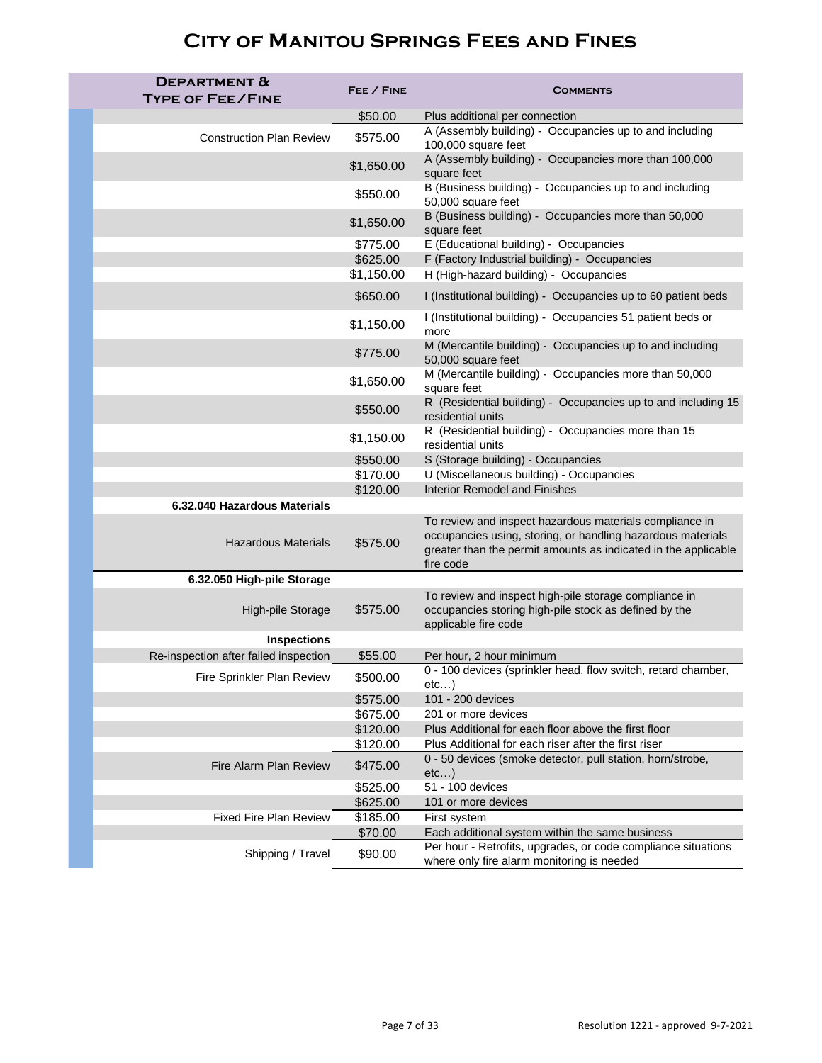# City of Manitou Springs Fees and Fines

| Department & Type of Fee/Fine | Fee / Fine | Comments |
|---|---|---|
| | $50.00 | Plus additional per connection |
| Construction Plan Review | $575.00 | A (Assembly building) - Occupancies up to and including 100,000 square feet |
| | $1,650.00 | A (Assembly building) - Occupancies more than 100,000 square feet |
| | $550.00 | B (Business building) - Occupancies up to and including 50,000 square feet |
| | $1,650.00 | B (Business building) - Occupancies more than 50,000 square feet |
| | $775.00 | E (Educational building) - Occupancies |
| | $625.00 | F (Factory Industrial building) - Occupancies |
| | $1,150.00 | H (High-hazard building) - Occupancies |
| | $650.00 | I (Institutional building) - Occupancies up to 60 patient beds |
| | $1,150.00 | I (Institutional building) - Occupancies 51 patient beds or more |
| | $775.00 | M (Mercantile building) - Occupancies up to and including 50,000 square feet |
| | $1,650.00 | M (Mercantile building) - Occupancies more than 50,000 square feet |
| | $550.00 | R (Residential building) - Occupancies up to and including 15 residential units |
| | $1,150.00 | R (Residential building) - Occupancies more than 15 residential units |
| | $550.00 | S (Storage building) - Occupancies |
| | $170.00 | U (Miscellaneous building) - Occupancies |
| | $120.00 | Interior Remodel and Finishes |
| **6.32.040 Hazardous Materials** | | |
| Hazardous Materials | $575.00 | To review and inspect hazardous materials compliance in occupancies using, storing, or handling hazardous materials greater than the permit amounts as indicated in the applicable fire code |
| **6.32.050 High-pile Storage** | | |
| High-pile Storage | $575.00 | To review and inspect high-pile storage compliance in occupancies storing high-pile stock as defined by the applicable fire code |
| **Inspections** | | |
| Re-inspection after failed inspection | $55.00 | Per hour, 2 hour minimum |
| Fire Sprinkler Plan Review | $500.00 | 0 - 100 devices (sprinkler head, flow switch, retard chamber, etc…) |
| | $575.00 | 101 - 200 devices |
| | $675.00 | 201 or more devices |
| | $120.00 | Plus Additional for each floor above the first floor |
| | $120.00 | Plus Additional for each riser after the first riser |
| Fire Alarm Plan Review | $475.00 | 0 - 50 devices (smoke detector, pull station, horn/strobe, etc…) |
| | $525.00 | 51 - 100 devices |
| | $625.00 | 101 or more devices |
| Fixed Fire Plan Review | $185.00 | First system |
| | $70.00 | Each additional system within the same business |
| Shipping / Travel | $90.00 | Per hour - Retrofits, upgrades, or code compliance situations where only fire alarm monitoring is needed |

Resolution 1221 - approved 9-7-2021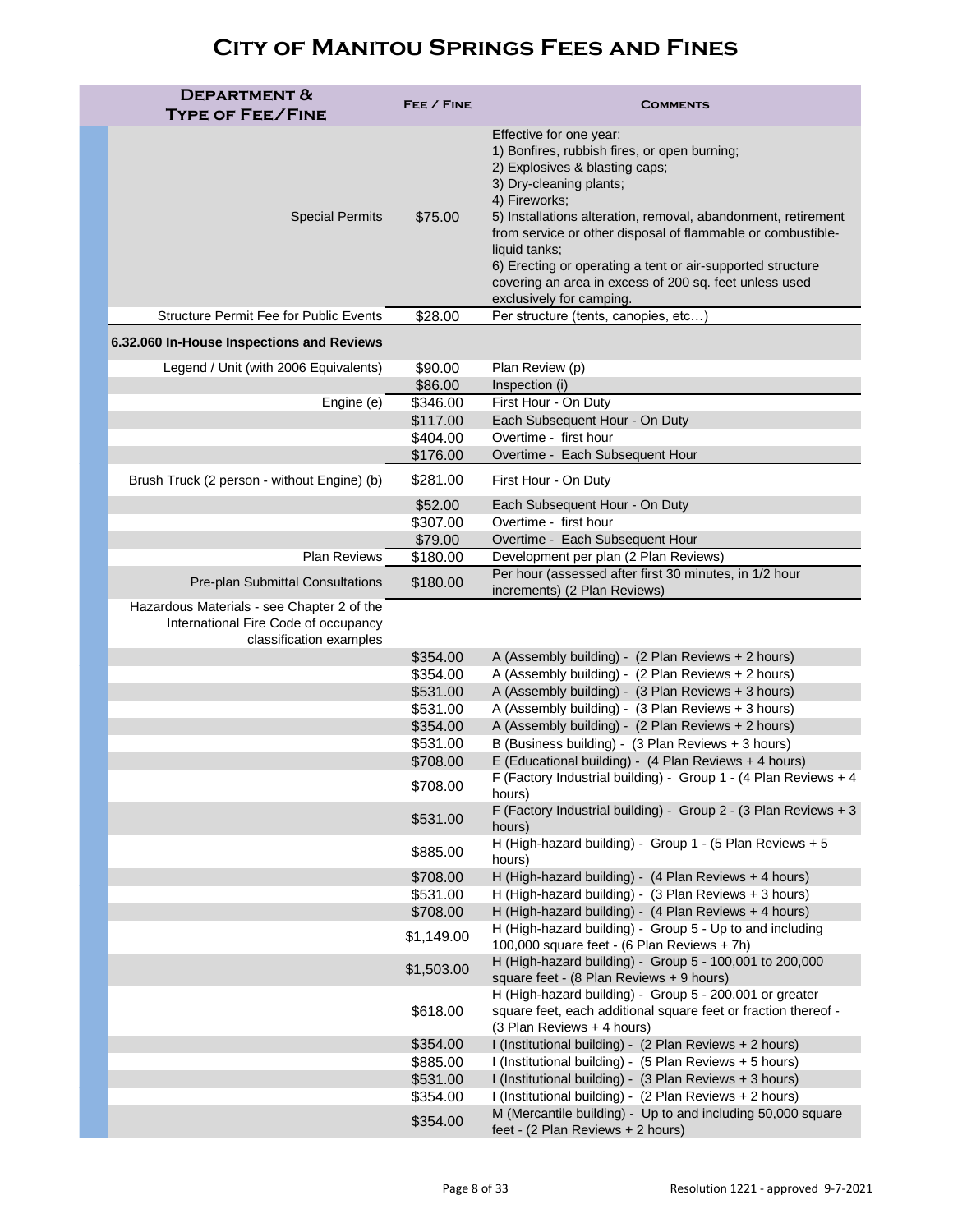# City of Manitou Springs Fees and Fines

| Department & Type of Fee/Fine | Fee / Fine | Comments |
|---|---|---|
| Special Permits | $75.00 | Effective for one year; 1) Bonfires, rubbish fires, or open burning; 2) Explosives & blasting caps; 3) Dry-cleaning plants; 4) Fireworks; 5) Installations alteration, removal, abandonment, retirement from service or other disposal of flammable or combustible-liquid tanks; 6) Erecting or operating a tent or air-supported structure covering an area in excess of 200 sq. feet unless used exclusively for camping. |
| Structure Permit Fee for Public Events | $28.00 | Per structure (tents, canopies, etc…) |
| **6.32.060 In-House Inspections and Reviews** | | |
| Legend / Unit (with 2006 Equivalents) | $90.00 | Plan Review (p) |
| | $86.00 | Inspection (i) |
| Engine (e) | $346.00 | First Hour - On Duty |
| | $117.00 | Each Subsequent Hour - On Duty |
| | $404.00 | Overtime - first hour |
| | $176.00 | Overtime - Each Subsequent Hour |
| Brush Truck (2 person - without Engine) (b) | $281.00 | First Hour - On Duty |
| | $52.00 | Each Subsequent Hour - On Duty |
| | $307.00 | Overtime - first hour |
| | $79.00 | Overtime - Each Subsequent Hour |
| Plan Reviews | $180.00 | Development per plan (2 Plan Reviews) |
| Pre-plan Submittal Consultations | $180.00 | Per hour (assessed after first 30 minutes, in 1/2 hour increments) (2 Plan Reviews) |
| Hazardous Materials - see Chapter 2 of the International Fire Code of occupancy classification examples | | |
| | $354.00 | A (Assembly building) - (2 Plan Reviews + 2 hours) |
| | $354.00 | A (Assembly building) - (2 Plan Reviews + 2 hours) |
| | $531.00 | A (Assembly building) - (3 Plan Reviews + 3 hours) |
| | $531.00 | A (Assembly building) - (3 Plan Reviews + 3 hours) |
| | $354.00 | A (Assembly building) - (2 Plan Reviews + 2 hours) |
| | $531.00 | B (Business building) - (3 Plan Reviews + 3 hours) |
| | $708.00 | E (Educational building) - (4 Plan Reviews + 4 hours) |
| | $708.00 | F (Factory Industrial building) - Group 1 - (4 Plan Reviews + 4 hours) |
| | $531.00 | F (Factory Industrial building) - Group 2 - (3 Plan Reviews + 3 hours) |
| | $885.00 | H (High-hazard building) - Group 1 - (5 Plan Reviews + 5 hours) |
| | $708.00 | H (High-hazard building) - (4 Plan Reviews + 4 hours) |
| | $531.00 | H (High-hazard building) - (3 Plan Reviews + 3 hours) |
| | $708.00 | H (High-hazard building) - (4 Plan Reviews + 4 hours) |
| | $1,149.00 | H (High-hazard building) - Group 5 - Up to and including 100,000 square feet - (6 Plan Reviews + 7h) |
| | $1,503.00 | H (High-hazard building) - Group 5 - 100,001 to 200,000 square feet - (8 Plan Reviews + 9 hours) |
| | $618.00 | H (High-hazard building) - Group 5 - 200,001 or greater square feet, each additional square feet or fraction thereof - (3 Plan Reviews + 4 hours) |
| | $354.00 | I (Institutional building) - (2 Plan Reviews + 2 hours) |
| | $885.00 | I (Institutional building) - (5 Plan Reviews + 5 hours) |
| | $531.00 | I (Institutional building) - (3 Plan Reviews + 3 hours) |
| | $354.00 | I (Institutional building) - (2 Plan Reviews + 2 hours) |
| | $354.00 | M (Mercantile building) - Up to and including 50,000 square feet - (2 Plan Reviews + 2 hours) |

Resolution 1221 - approved 9-7-2021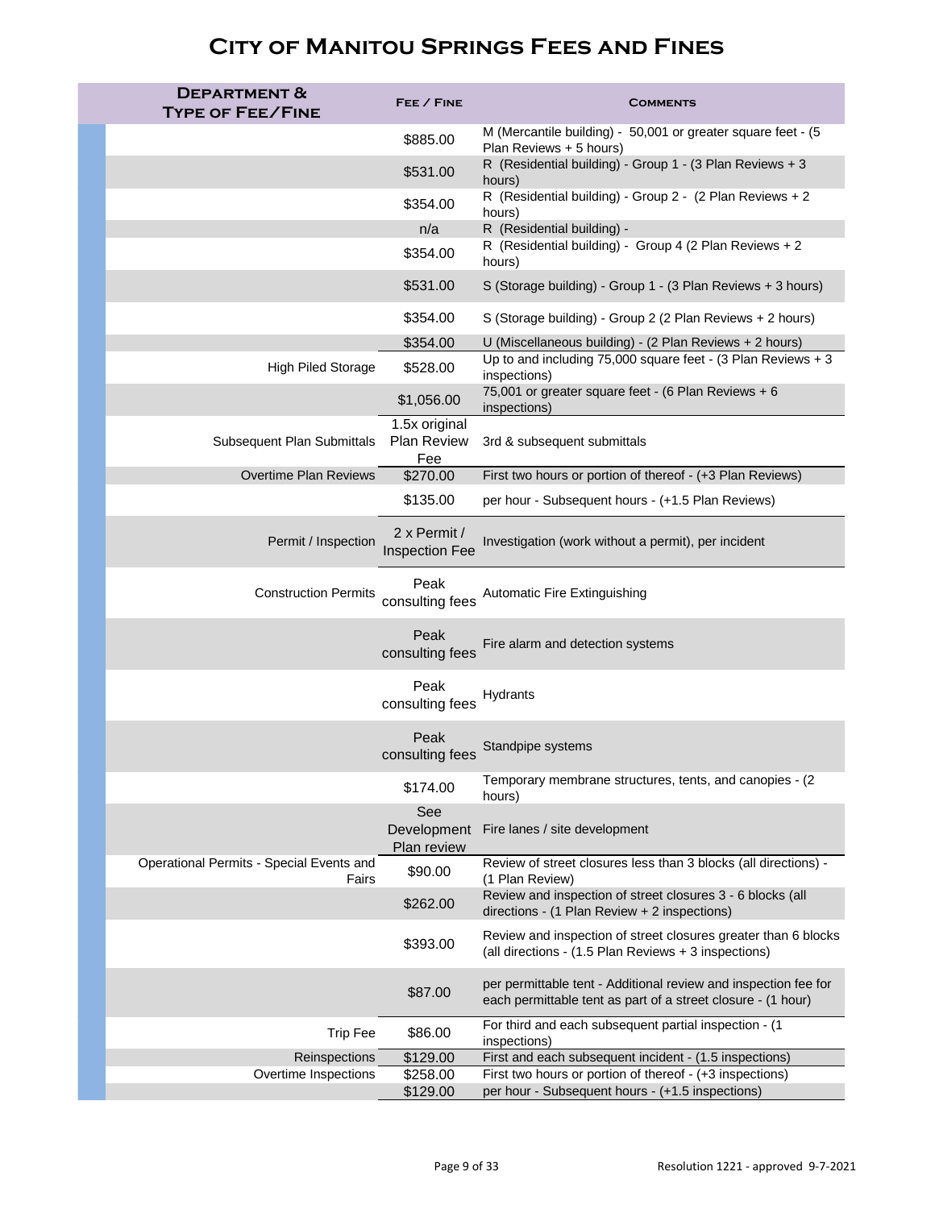# City of Manitou Springs Fees and Fines

| Department & Type of Fee/Fine | Fee / Fine | Comments |
|---|---|---|
| | $885.00 | M (Mercantile building) - 50,001 or greater square feet - (5 Plan Reviews + 5 hours) |
| | $531.00 | R (Residential building) - Group 1 - (3 Plan Reviews + 3 hours) |
| | $354.00 | R (Residential building) - Group 2 - (2 Plan Reviews + 2 hours) |
| | n/a | R (Residential building) - |
| | $354.00 | R (Residential building) - Group 4 (2 Plan Reviews + 2 hours) |
| | $531.00 | S (Storage building) - Group 1 - (3 Plan Reviews + 3 hours) |
| | $354.00 | S (Storage building) - Group 2 (2 Plan Reviews + 2 hours) |
| | $354.00 | U (Miscellaneous building) - (2 Plan Reviews + 2 hours) |
| High Piled Storage | $528.00 | Up to and including 75,000 square feet - (3 Plan Reviews + 3 inspections) |
| | $1,056.00 | 75,001 or greater square feet - (6 Plan Reviews + 6 inspections) |
| Subsequent Plan Submittals | 1.5x original Plan Review Fee | 3rd & subsequent submittals |
| Overtime Plan Reviews | $270.00 | First two hours or portion of thereof - (+3 Plan Reviews) |
| | $135.00 | per hour - Subsequent hours - (+1.5 Plan Reviews) |
| Permit / Inspection | 2 x Permit / Inspection Fee | Investigation (work without a permit), per incident |
| Construction Permits | Peak consulting fees | Automatic Fire Extinguishing |
| | Peak consulting fees | Fire alarm and detection systems |
| | Peak consulting fees | Hydrants |
| | Peak consulting fees | Standpipe systems |
| | $174.00 | Temporary membrane structures, tents, and canopies - (2 hours) |
| | See Development Plan review | Fire lanes / site development |
| Operational Permits - Special Events and Fairs | $90.00 | Review of street closures less than 3 blocks (all directions) - (1 Plan Review) |
| | $262.00 | Review and inspection of street closures 3 - 6 blocks (all directions - (1 Plan Review + 2 inspections) |
| | $393.00 | Review and inspection of street closures greater than 6 blocks (all directions - (1.5 Plan Reviews + 3 inspections) |
| | $87.00 | per permittable tent - Additional review and inspection fee for each permittable tent as part of a street closure - (1 hour) |
| Trip Fee | $86.00 | For third and each subsequent partial inspection - (1 inspections) |
| Reinspections | $129.00 | First and each subsequent incident - (1.5 inspections) |
| Overtime Inspections | $258.00 | First two hours or portion of thereof - (+3 inspections) |
| | $129.00 | per hour - Subsequent hours - (+1.5 inspections) |

Resolution 1221 - approved 9-7-2021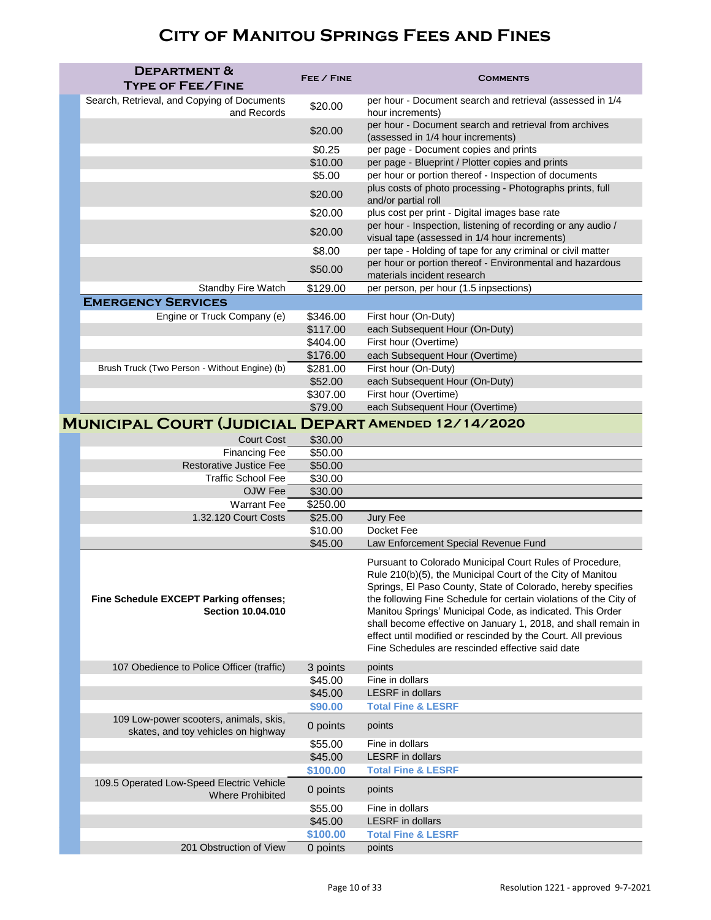# City of Manitou Springs Fees and Fines

| Department & Type of Fee/Fine | Fee / Fine | Comments |
|---|---|---|
| Search, Retrieval, and Copying of Documents and Records | $20.00 | per hour - Document search and retrieval (assessed in 1/4 hour increments) |
| | $20.00 | per hour - Document search and retrieval from archives (assessed in 1/4 hour increments) |
| | $0.25 | per page - Document copies and prints |
| | $10.00 | per page - Blueprint / Plotter copies and prints |
| | $5.00 | per hour or portion thereof - Inspection of documents |
| | $20.00 | plus costs of photo processing - Photographs prints, full and/or partial roll |
| | $20.00 | plus cost per print - Digital images base rate |
| | $20.00 | per hour - Inspection, listening of recording or any audio / visual tape (assessed in 1/4 hour increments) |
| | $8.00 | per tape - Holding of tape for any criminal or civil matter |
| | $50.00 | per hour or portion thereof - Environmental and hazardous materials incident research |
| Standby Fire Watch | $129.00 | per person, per hour (1.5 inpsections) |
| **Emergency Services** | | |
| Engine or Truck Company (e) | $346.00 | First hour (On-Duty) |
| | $117.00 | each Subsequent Hour (On-Duty) |
| | $404.00 | First hour (Overtime) |
| | $176.00 | each Subsequent Hour (Overtime) |
| Brush Truck (Two Person - Without Engine) (b) | $281.00 | First hour (On-Duty) |
| | $52.00 | each Subsequent Hour (On-Duty) |
| | $307.00 | First hour (Overtime) |
| | $79.00 | each Subsequent Hour (Overtime) |

## Municipal Court (Judicial Depart Amended 12/14/2020

| Department & Type of Fee/Fine | Fee / Fine | Comments |
|---|---|---|
| Court Cost | $30.00 | |
| Financing Fee | $50.00 | |
| Restorative Justice Fee | $50.00 | |
| Traffic School Fee | $30.00 | |
| OJW Fee | $30.00 | |
| Warrant Fee | $250.00 | |
| 1.32.120 Court Costs | $25.00 | Jury Fee |
| | $10.00 | Docket Fee |
| | $45.00 | Law Enforcement Special Revenue Fund |
| **Fine Schedule EXCEPT Parking offenses; Section 10.04.010** | | Pursuant to Colorado Municipal Court Rules of Procedure, Rule 210(b)(5), the Municipal Court of the City of Manitou Springs, El Paso County, State of Colorado, hereby specifies the following Fine Schedule for certain violations of the City of Manitou Springs' Municipal Code, as indicated. This Order shall become effective on January 1, 2018, and shall remain in effect until modified or rescinded by the Court. All previous Fine Schedules are rescinded effective said date |
| 107 Obedience to Police Officer (traffic) | 3 points | points |
| | $45.00 | Fine in dollars |
| | $45.00 | LESRF in dollars |
| | **$90.00** | **Total Fine & LESRF** |
| 109 Low-power scooters, animals, skis, skates, and toy vehicles on highway | 0 points | points |
| | $55.00 | Fine in dollars |
| | $45.00 | LESRF in dollars |
| | **$100.00** | **Total Fine & LESRF** |
| 109.5 Operated Low-Speed Electric Vehicle Where Prohibited | 0 points | points |
| | $55.00 | Fine in dollars |
| | $45.00 | LESRF in dollars |
| | **$100.00** | **Total Fine & LESRF** |
| 201 Obstruction of View | 0 points | points |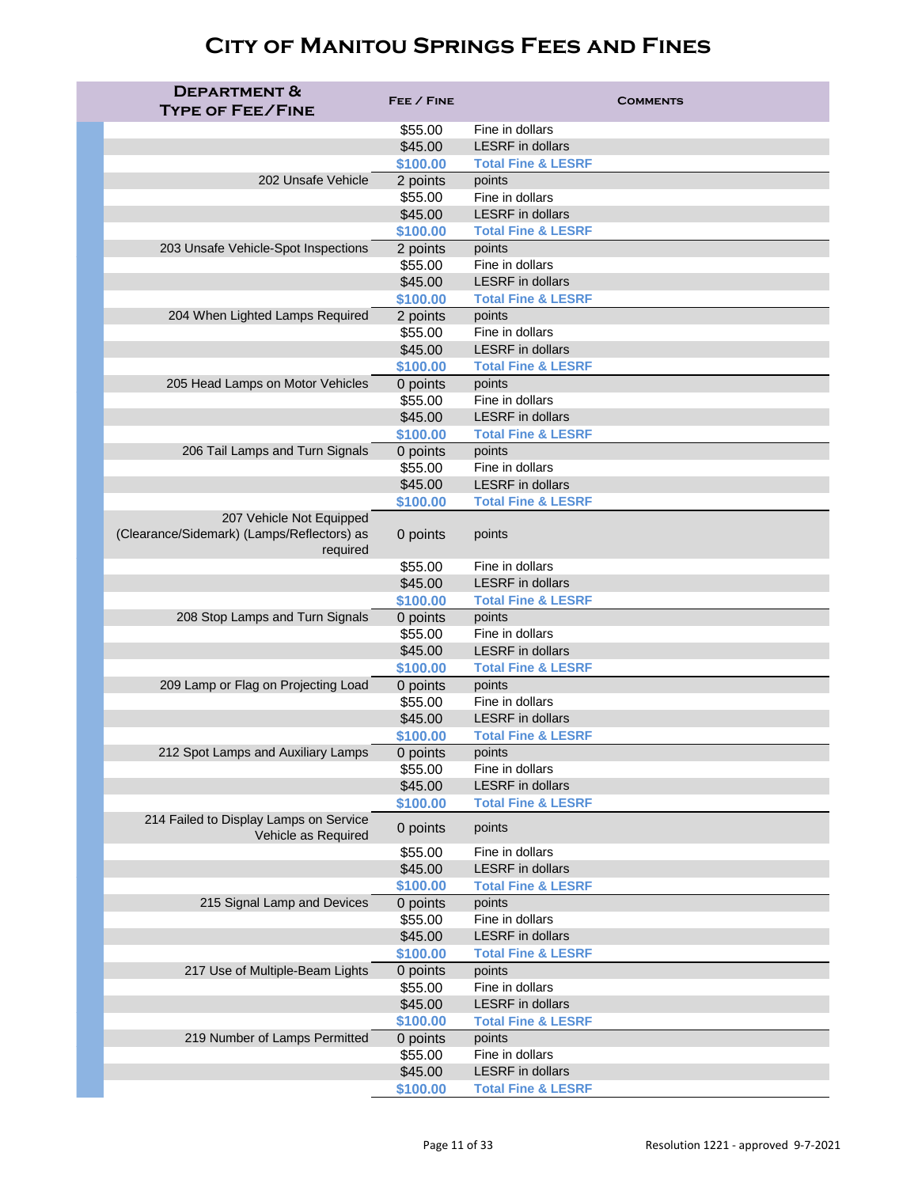# City of Manitou Springs Fees and Fines

| Department & Type of Fee/Fine | Fee / Fine | Comments |
|---|---|---|
| | $55.00 | Fine in dollars |
| | $45.00 | LESRF in dollars |
| | **$100.00** | **Total Fine & LESRF** |
| 202 Unsafe Vehicle | 2 points | points |
| | $55.00 | Fine in dollars |
| | $45.00 | LESRF in dollars |
| | **$100.00** | **Total Fine & LESRF** |
| 203 Unsafe Vehicle-Spot Inspections | 2 points | points |
| | $55.00 | Fine in dollars |
| | $45.00 | LESRF in dollars |
| | **$100.00** | **Total Fine & LESRF** |
| 204 When Lighted Lamps Required | 2 points | points |
| | $55.00 | Fine in dollars |
| | $45.00 | LESRF in dollars |
| | **$100.00** | **Total Fine & LESRF** |
| 205 Head Lamps on Motor Vehicles | 0 points | points |
| | $55.00 | Fine in dollars |
| | $45.00 | LESRF in dollars |
| | **$100.00** | **Total Fine & LESRF** |
| 206 Tail Lamps and Turn Signals | 0 points | points |
| | $55.00 | Fine in dollars |
| | $45.00 | LESRF in dollars |
| | **$100.00** | **Total Fine & LESRF** |
| 207 Vehicle Not Equipped (Clearance/Sidemark) (Lamps/Reflectors) as required | 0 points | points |
| | $55.00 | Fine in dollars |
| | $45.00 | LESRF in dollars |
| | **$100.00** | **Total Fine & LESRF** |
| 208 Stop Lamps and Turn Signals | 0 points | points |
| | $55.00 | Fine in dollars |
| | $45.00 | LESRF in dollars |
| | **$100.00** | **Total Fine & LESRF** |
| 209 Lamp or Flag on Projecting Load | 0 points | points |
| | $55.00 | Fine in dollars |
| | $45.00 | LESRF in dollars |
| | **$100.00** | **Total Fine & LESRF** |
| 212 Spot Lamps and Auxiliary Lamps | 0 points | points |
| | $55.00 | Fine in dollars |
| | $45.00 | LESRF in dollars |
| | **$100.00** | **Total Fine & LESRF** |
| 214 Failed to Display Lamps on Service Vehicle as Required | 0 points | points |
| | $55.00 | Fine in dollars |
| | $45.00 | LESRF in dollars |
| | **$100.00** | **Total Fine & LESRF** |
| 215 Signal Lamp and Devices | 0 points | points |
| | $55.00 | Fine in dollars |
| | $45.00 | LESRF in dollars |
| | **$100.00** | **Total Fine & LESRF** |
| 217 Use of Multiple-Beam Lights | 0 points | points |
| | $55.00 | Fine in dollars |
| | $45.00 | LESRF in dollars |
| | **$100.00** | **Total Fine & LESRF** |
| 219 Number of Lamps Permitted | 0 points | points |
| | $55.00 | Fine in dollars |
| | $45.00 | LESRF in dollars |
| | **$100.00** | **Total Fine & LESRF** |

Resolution 1221 - approved 9-7-2021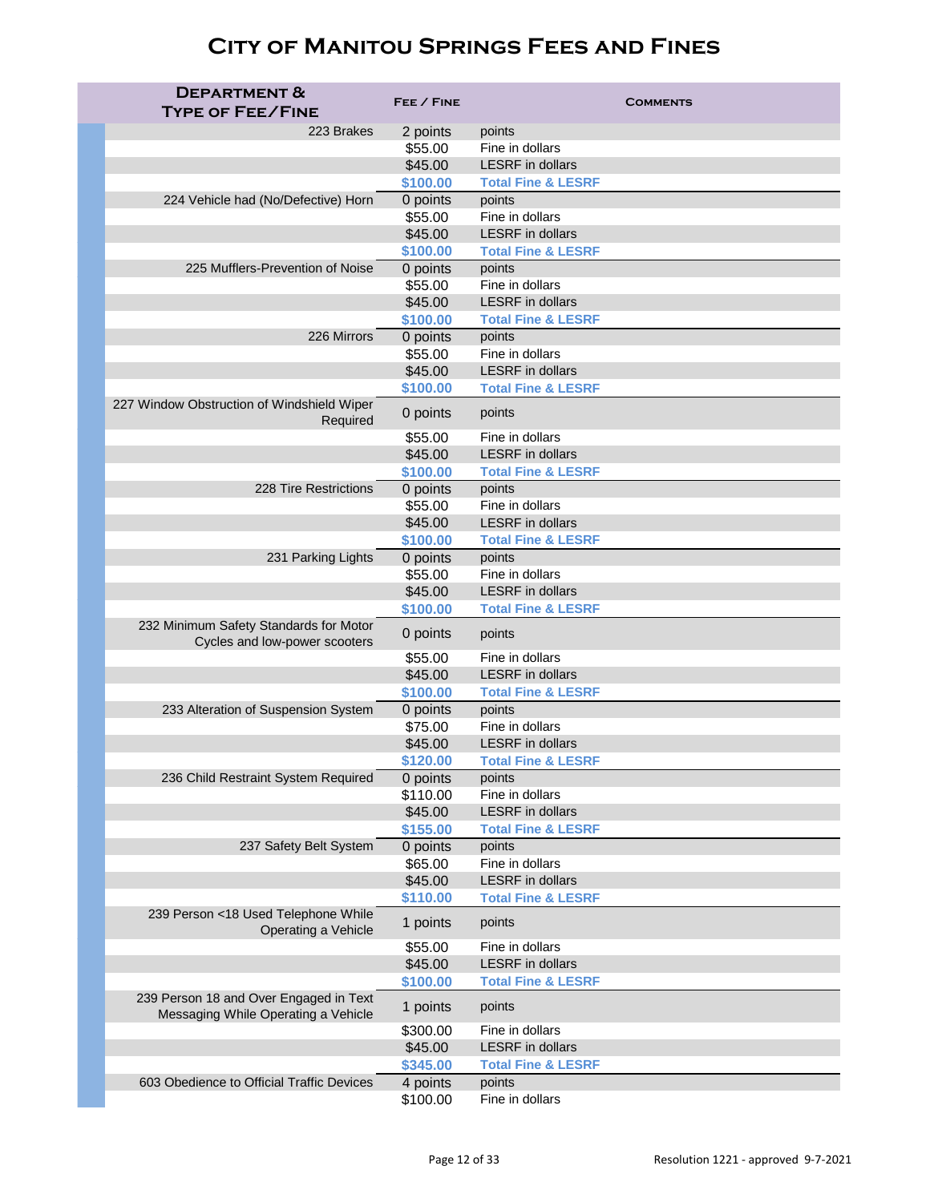# City of Manitou Springs Fees and Fines

| Department & Type of Fee/Fine | Fee / Fine | Comments |
|---|---|---|
| 223 Brakes | 2 points | points |
| | $55.00 | Fine in dollars |
| | $45.00 | LESRF in dollars |
| | **$100.00** | **Total Fine & LESRF** |
| 224 Vehicle had (No/Defective) Horn | 0 points | points |
| | $55.00 | Fine in dollars |
| | $45.00 | LESRF in dollars |
| | **$100.00** | **Total Fine & LESRF** |
| 225 Mufflers-Prevention of Noise | 0 points | points |
| | $55.00 | Fine in dollars |
| | $45.00 | LESRF in dollars |
| | **$100.00** | **Total Fine & LESRF** |
| 226 Mirrors | 0 points | points |
| | $55.00 | Fine in dollars |
| | $45.00 | LESRF in dollars |
| | **$100.00** | **Total Fine & LESRF** |
| 227 Window Obstruction of Windshield Wiper Required | 0 points | points |
| | $55.00 | Fine in dollars |
| | $45.00 | LESRF in dollars |
| | **$100.00** | **Total Fine & LESRF** |
| 228 Tire Restrictions | 0 points | points |
| | $55.00 | Fine in dollars |
| | $45.00 | LESRF in dollars |
| | **$100.00** | **Total Fine & LESRF** |
| 231 Parking Lights | 0 points | points |
| | $55.00 | Fine in dollars |
| | $45.00 | LESRF in dollars |
| | **$100.00** | **Total Fine & LESRF** |
| 232 Minimum Safety Standards for Motor Cycles and low-power scooters | 0 points | points |
| | $55.00 | Fine in dollars |
| | $45.00 | LESRF in dollars |
| | **$100.00** | **Total Fine & LESRF** |
| 233 Alteration of Suspension System | 0 points | points |
| | $75.00 | Fine in dollars |
| | $45.00 | LESRF in dollars |
| | **$120.00** | **Total Fine & LESRF** |
| 236 Child Restraint System Required | 0 points | points |
| | $110.00 | Fine in dollars |
| | $45.00 | LESRF in dollars |
| | **$155.00** | **Total Fine & LESRF** |
| 237 Safety Belt System | 0 points | points |
| | $65.00 | Fine in dollars |
| | $45.00 | LESRF in dollars |
| | **$110.00** | **Total Fine & LESRF** |
| 239 Person <18 Used Telephone While Operating a Vehicle | 1 points | points |
| | $55.00 | Fine in dollars |
| | $45.00 | LESRF in dollars |
| | **$100.00** | **Total Fine & LESRF** |
| 239 Person 18 and Over Engaged in Text Messaging While Operating a Vehicle | 1 points | points |
| | $300.00 | Fine in dollars |
| | $45.00 | LESRF in dollars |
| | **$345.00** | **Total Fine & LESRF** |
| 603 Obedience to Official Traffic Devices | 4 points | points |
| | $100.00 | Fine in dollars |

Resolution 1221 - approved 9-7-2021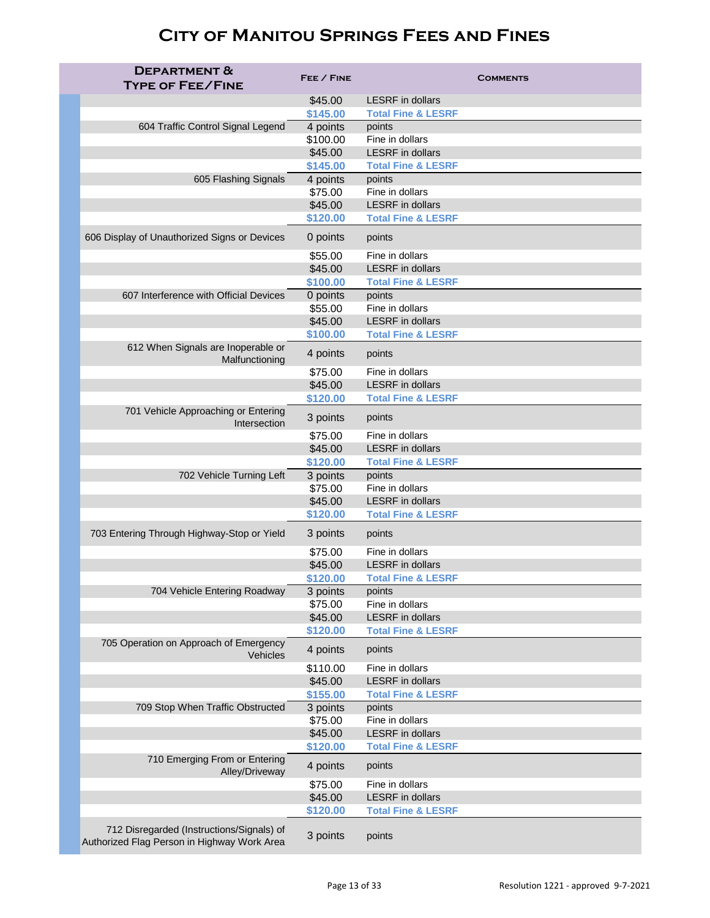# City of Manitou Springs Fees and Fines

| Department & Type of Fee/Fine | Fee / Fine | Comments |
|---|---|---|
| | $45.00 | LESRF in dollars |
| | **$145.00** | **Total Fine & LESRF** |
| 604 Traffic Control Signal Legend | 4 points | points |
| | $100.00 | Fine in dollars |
| | $45.00 | LESRF in dollars |
| | **$145.00** | **Total Fine & LESRF** |
| 605 Flashing Signals | 4 points | points |
| | $75.00 | Fine in dollars |
| | $45.00 | LESRF in dollars |
| | **$120.00** | **Total Fine & LESRF** |
| 606 Display of Unauthorized Signs or Devices | 0 points | points |
| | $55.00 | Fine in dollars |
| | $45.00 | LESRF in dollars |
| | **$100.00** | **Total Fine & LESRF** |
| 607 Interference with Official Devices | 0 points | points |
| | $55.00 | Fine in dollars |
| | $45.00 | LESRF in dollars |
| | **$100.00** | **Total Fine & LESRF** |
| 612 When Signals are Inoperable or Malfunctioning | 4 points | points |
| | $75.00 | Fine in dollars |
| | $45.00 | LESRF in dollars |
| | **$120.00** | **Total Fine & LESRF** |
| 701 Vehicle Approaching or Entering Intersection | 3 points | points |
| | $75.00 | Fine in dollars |
| | $45.00 | LESRF in dollars |
| | **$120.00** | **Total Fine & LESRF** |
| 702 Vehicle Turning Left | 3 points | points |
| | $75.00 | Fine in dollars |
| | $45.00 | LESRF in dollars |
| | **$120.00** | **Total Fine & LESRF** |
| 703 Entering Through Highway-Stop or Yield | 3 points | points |
| | $75.00 | Fine in dollars |
| | $45.00 | LESRF in dollars |
| | **$120.00** | **Total Fine & LESRF** |
| 704 Vehicle Entering Roadway | 3 points | points |
| | $75.00 | Fine in dollars |
| | $45.00 | LESRF in dollars |
| | **$120.00** | **Total Fine & LESRF** |
| 705 Operation on Approach of Emergency Vehicles | 4 points | points |
| | $110.00 | Fine in dollars |
| | $45.00 | LESRF in dollars |
| | **$155.00** | **Total Fine & LESRF** |
| 709 Stop When Traffic Obstructed | 3 points | points |
| | $75.00 | Fine in dollars |
| | $45.00 | LESRF in dollars |
| | **$120.00** | **Total Fine & LESRF** |
| 710 Emerging From or Entering Alley/Driveway | 4 points | points |
| | $75.00 | Fine in dollars |
| | $45.00 | LESRF in dollars |
| | **$120.00** | **Total Fine & LESRF** |
| 712 Disregarded (Instructions/Signals) of Authorized Flag Person in Highway Work Area | 3 points | points |

Resolution 1221 - approved 9-7-2021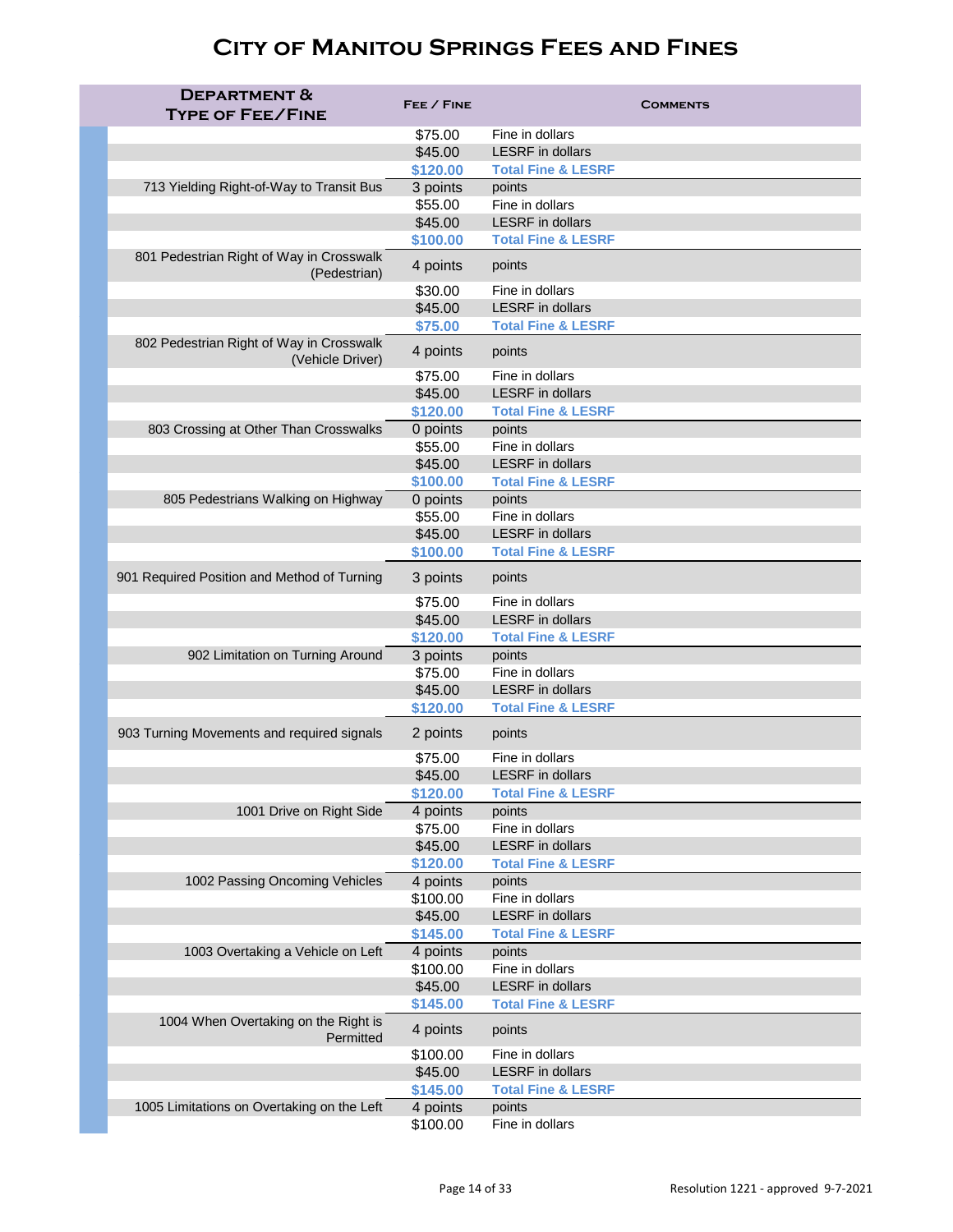# City of Manitou Springs Fees and Fines

| Department & Type of Fee/Fine | Fee / Fine | Comments |
|---|---|---|
| | $75.00 | Fine in dollars |
| | $45.00 | LESRF in dollars |
| | **$120.00** | **Total Fine & LESRF** |
| 713 Yielding Right-of-Way to Transit Bus | 3 points | points |
| | $55.00 | Fine in dollars |
| | $45.00 | LESRF in dollars |
| | **$100.00** | **Total Fine & LESRF** |
| 801 Pedestrian Right of Way in Crosswalk (Pedestrian) | 4 points | points |
| | $30.00 | Fine in dollars |
| | $45.00 | LESRF in dollars |
| | **$75.00** | **Total Fine & LESRF** |
| 802 Pedestrian Right of Way in Crosswalk (Vehicle Driver) | 4 points | points |
| | $75.00 | Fine in dollars |
| | $45.00 | LESRF in dollars |
| | **$120.00** | **Total Fine & LESRF** |
| 803 Crossing at Other Than Crosswalks | 0 points | points |
| | $55.00 | Fine in dollars |
| | $45.00 | LESRF in dollars |
| | **$100.00** | **Total Fine & LESRF** |
| 805 Pedestrians Walking on Highway | 0 points | points |
| | $55.00 | Fine in dollars |
| | $45.00 | LESRF in dollars |
| | **$100.00** | **Total Fine & LESRF** |
| 901 Required Position and Method of Turning | 3 points | points |
| | $75.00 | Fine in dollars |
| | $45.00 | LESRF in dollars |
| | **$120.00** | **Total Fine & LESRF** |
| 902 Limitation on Turning Around | 3 points | points |
| | $75.00 | Fine in dollars |
| | $45.00 | LESRF in dollars |
| | **$120.00** | **Total Fine & LESRF** |
| 903 Turning Movements and required signals | 2 points | points |
| | $75.00 | Fine in dollars |
| | $45.00 | LESRF in dollars |
| | **$120.00** | **Total Fine & LESRF** |
| 1001 Drive on Right Side | 4 points | points |
| | $75.00 | Fine in dollars |
| | $45.00 | LESRF in dollars |
| | **$120.00** | **Total Fine & LESRF** |
| 1002 Passing Oncoming Vehicles | 4 points | points |
| | $100.00 | Fine in dollars |
| | $45.00 | LESRF in dollars |
| | **$145.00** | **Total Fine & LESRF** |
| 1003 Overtaking a Vehicle on Left | 4 points | points |
| | $100.00 | Fine in dollars |
| | $45.00 | LESRF in dollars |
| | **$145.00** | **Total Fine & LESRF** |
| 1004 When Overtaking on the Right is Permitted | 4 points | points |
| | $100.00 | Fine in dollars |
| | $45.00 | LESRF in dollars |
| | **$145.00** | **Total Fine & LESRF** |
| 1005 Limitations on Overtaking on the Left | 4 points | points |
| | $100.00 | Fine in dollars |

Resolution 1221 - approved 9-7-2021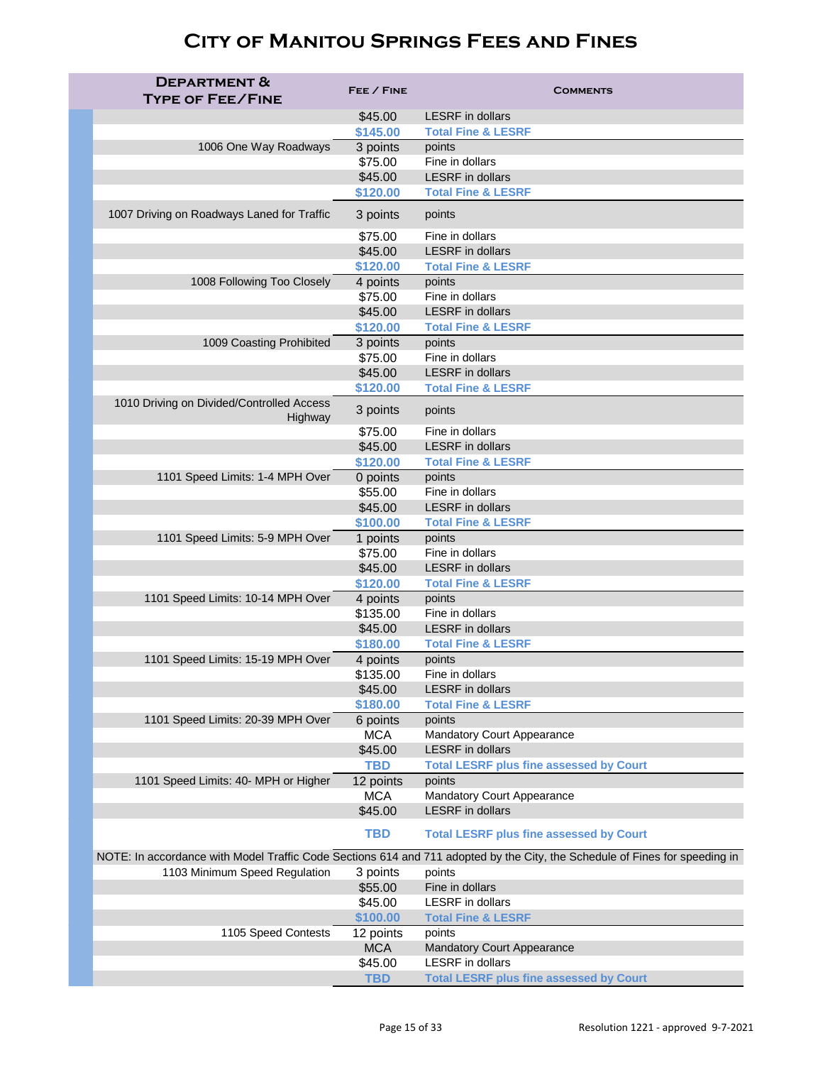# City of Manitou Springs Fees and Fines

| Department & Type of Fee/Fine | Fee / Fine | Comments |
|---|---|---|
| | $45.00 | LESRF in dollars |
| | **$145.00** | **Total Fine & LESRF** |
| 1006 One Way Roadways | 3 points | points |
| | $75.00 | Fine in dollars |
| | $45.00 | LESRF in dollars |
| | **$120.00** | **Total Fine & LESRF** |
| 1007 Driving on Roadways Laned for Traffic | 3 points | points |
| | $75.00 | Fine in dollars |
| | $45.00 | LESRF in dollars |
| | **$120.00** | **Total Fine & LESRF** |
| 1008 Following Too Closely | 4 points | points |
| | $75.00 | Fine in dollars |
| | $45.00 | LESRF in dollars |
| | **$120.00** | **Total Fine & LESRF** |
| 1009 Coasting Prohibited | 3 points | points |
| | $75.00 | Fine in dollars |
| | $45.00 | LESRF in dollars |
| | **$120.00** | **Total Fine & LESRF** |
| 1010 Driving on Divided/Controlled Access Highway | 3 points | points |
| | $75.00 | Fine in dollars |
| | $45.00 | LESRF in dollars |
| | **$120.00** | **Total Fine & LESRF** |
| 1101 Speed Limits: 1-4 MPH Over | 0 points | points |
| | $55.00 | Fine in dollars |
| | $45.00 | LESRF in dollars |
| | **$100.00** | **Total Fine & LESRF** |
| 1101 Speed Limits: 5-9 MPH Over | 1 points | points |
| | $75.00 | Fine in dollars |
| | $45.00 | LESRF in dollars |
| | **$120.00** | **Total Fine & LESRF** |
| 1101 Speed Limits: 10-14 MPH Over | 4 points | points |
| | $135.00 | Fine in dollars |
| | $45.00 | LESRF in dollars |
| | **$180.00** | **Total Fine & LESRF** |
| 1101 Speed Limits: 15-19 MPH Over | 4 points | points |
| | $135.00 | Fine in dollars |
| | $45.00 | LESRF in dollars |
| | **$180.00** | **Total Fine & LESRF** |
| 1101 Speed Limits: 20-39 MPH Over | 6 points | points |
| | MCA | Mandatory Court Appearance |
| | $45.00 | LESRF in dollars |
| | **TBD** | **Total LESRF plus fine assessed by Court** |
| 1101 Speed Limits: 40- MPH or Higher | 12 points | points |
| | MCA | Mandatory Court Appearance |
| | $45.00 | LESRF in dollars |
| | **TBD** | **Total LESRF plus fine assessed by Court** |
| NOTE: In accordance with Model Traffic Code Sections 614 and 711 adopted by the City, the Schedule of Fines for speeding in | | |
| 1103 Minimum Speed Regulation | 3 points | points |
| | $55.00 | Fine in dollars |
| | $45.00 | LESRF in dollars |
| | **$100.00** | **Total Fine & LESRF** |
| 1105 Speed Contests | 12 points | points |
| | MCA | Mandatory Court Appearance |
| | $45.00 | LESRF in dollars |
| | **TBD** | **Total LESRF plus fine assessed by Court** |

Resolution 1221 - approved 9-7-2021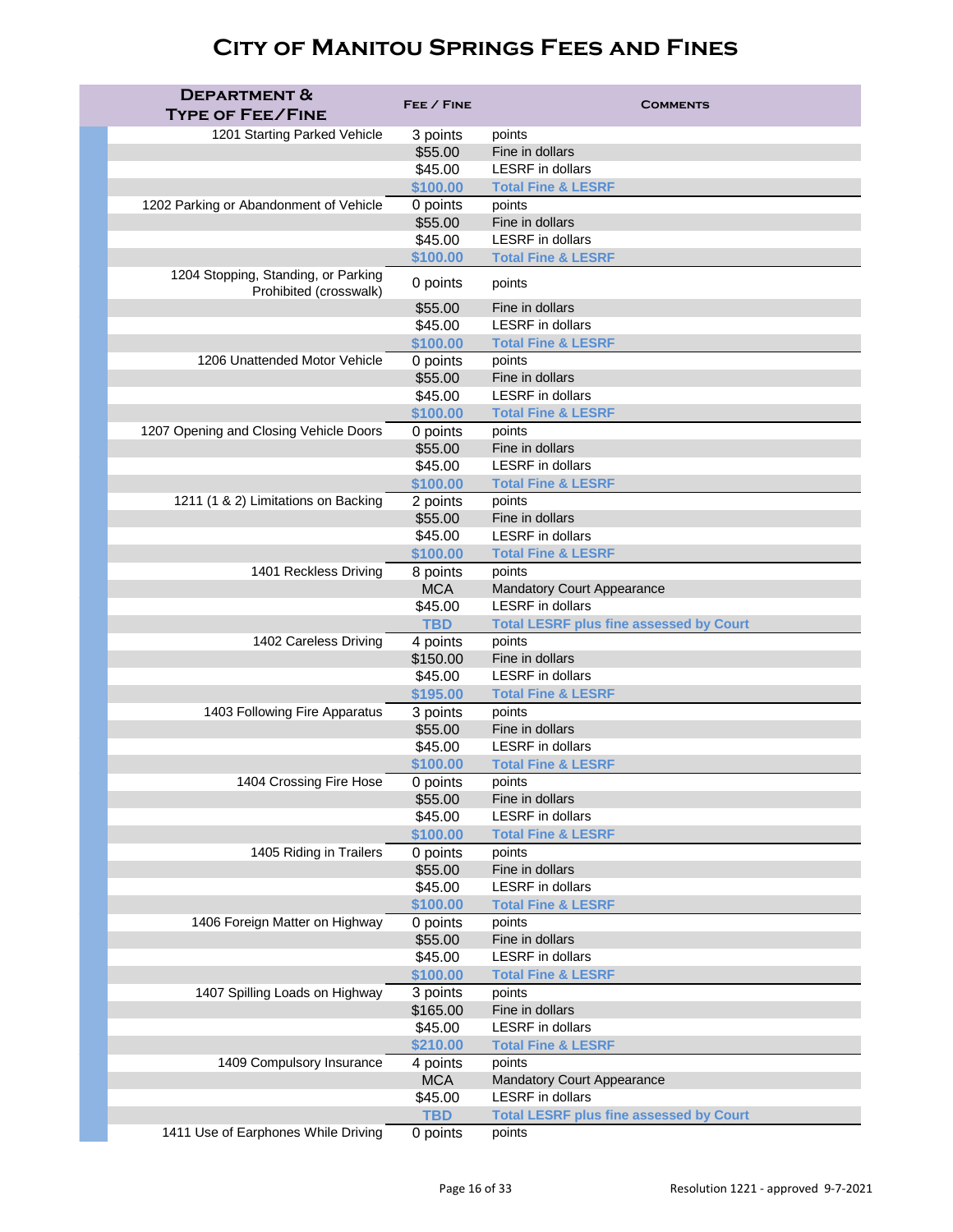# City of Manitou Springs Fees and Fines

| Department & Type of Fee/Fine | Fee / Fine | Comments |
|---|---|---|
| 1201 Starting Parked Vehicle | 3 points | points |
| | $55.00 | Fine in dollars |
| | $45.00 | LESRF in dollars |
| | **$100.00** | **Total Fine & LESRF** |
| 1202 Parking or Abandonment of Vehicle | 0 points | points |
| | $55.00 | Fine in dollars |
| | $45.00 | LESRF in dollars |
| | **$100.00** | **Total Fine & LESRF** |
| 1204 Stopping, Standing, or Parking Prohibited (crosswalk) | 0 points | points |
| | $55.00 | Fine in dollars |
| | $45.00 | LESRF in dollars |
| | **$100.00** | **Total Fine & LESRF** |
| 1206 Unattended Motor Vehicle | 0 points | points |
| | $55.00 | Fine in dollars |
| | $45.00 | LESRF in dollars |
| | **$100.00** | **Total Fine & LESRF** |
| 1207 Opening and Closing Vehicle Doors | 0 points | points |
| | $55.00 | Fine in dollars |
| | $45.00 | LESRF in dollars |
| | **$100.00** | **Total Fine & LESRF** |
| 1211 (1 & 2) Limitations on Backing | 2 points | points |
| | $55.00 | Fine in dollars |
| | $45.00 | LESRF in dollars |
| | **$100.00** | **Total Fine & LESRF** |
| 1401 Reckless Driving | 8 points | points |
| | MCA | Mandatory Court Appearance |
| | $45.00 | LESRF in dollars |
| | **TBD** | **Total LESRF plus fine assessed by Court** |
| 1402 Careless Driving | 4 points | points |
| | $150.00 | Fine in dollars |
| | $45.00 | LESRF in dollars |
| | **$195.00** | **Total Fine & LESRF** |
| 1403 Following Fire Apparatus | 3 points | points |
| | $55.00 | Fine in dollars |
| | $45.00 | LESRF in dollars |
| | **$100.00** | **Total Fine & LESRF** |
| 1404 Crossing Fire Hose | 0 points | points |
| | $55.00 | Fine in dollars |
| | $45.00 | LESRF in dollars |
| | **$100.00** | **Total Fine & LESRF** |
| 1405 Riding in Trailers | 0 points | points |
| | $55.00 | Fine in dollars |
| | $45.00 | LESRF in dollars |
| | **$100.00** | **Total Fine & LESRF** |
| 1406 Foreign Matter on Highway | 0 points | points |
| | $55.00 | Fine in dollars |
| | $45.00 | LESRF in dollars |
| | **$100.00** | **Total Fine & LESRF** |
| 1407 Spilling Loads on Highway | 3 points | points |
| | $165.00 | Fine in dollars |
| | $45.00 | LESRF in dollars |
| | **$210.00** | **Total Fine & LESRF** |
| 1409 Compulsory Insurance | 4 points | points |
| | MCA | Mandatory Court Appearance |
| | $45.00 | LESRF in dollars |
| | **TBD** | **Total LESRF plus fine assessed by Court** |
| 1411 Use of Earphones While Driving | 0 points | points |

Resolution 1221 - approved 9-7-2021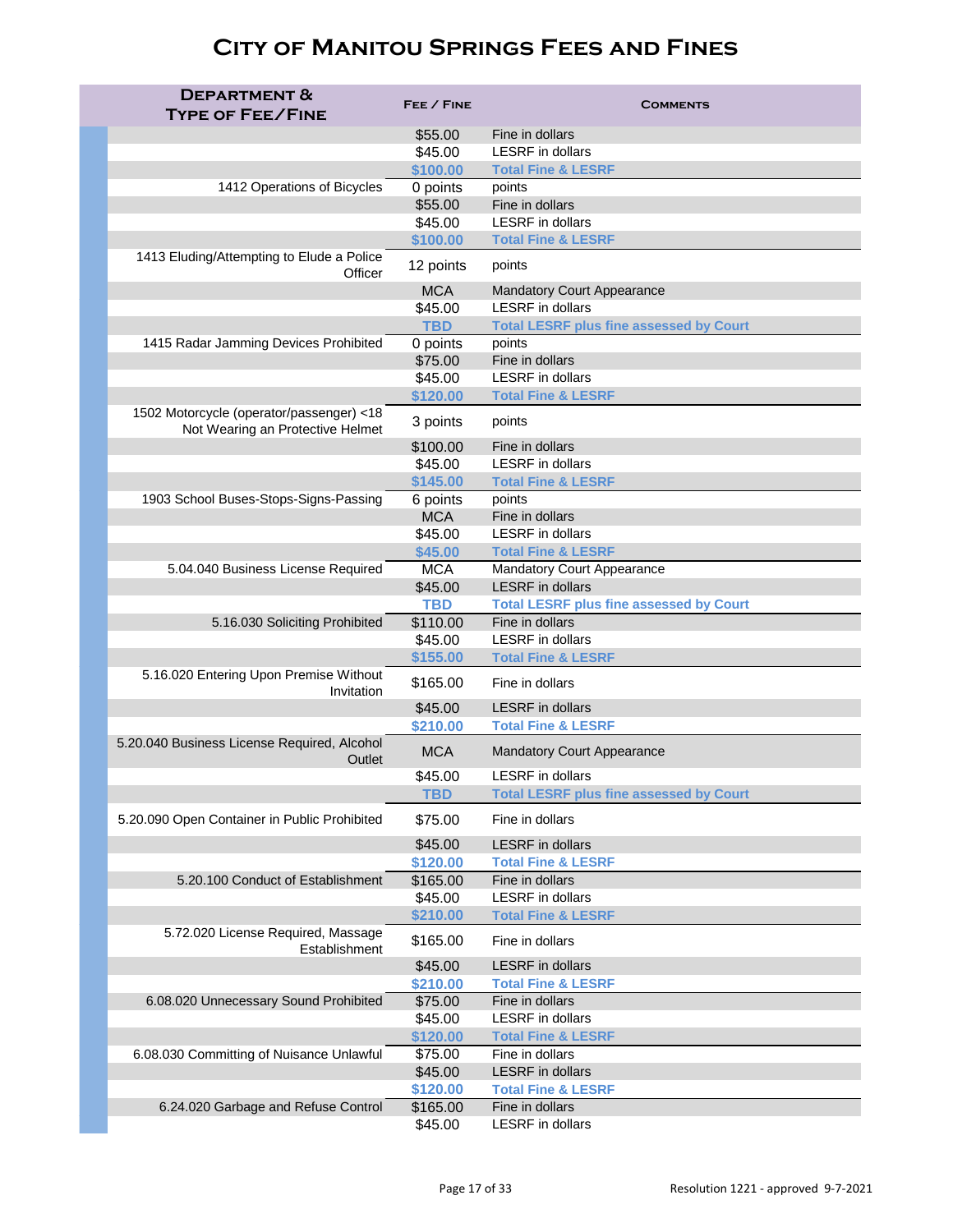# City of Manitou Springs Fees and Fines

| Department & Type of Fee/Fine | Fee / Fine | Comments |
|---|---|---|
| | $55.00 | Fine in dollars |
| | $45.00 | LESRF in dollars |
| | **$100.00** | **Total Fine & LESRF** |
| 1412 Operations of Bicycles | 0 points | points |
| | $55.00 | Fine in dollars |
| | $45.00 | LESRF in dollars |
| | **$100.00** | **Total Fine & LESRF** |
| 1413 Eluding/Attempting to Elude a Police Officer | 12 points | points |
| | MCA | Mandatory Court Appearance |
| | $45.00 | LESRF in dollars |
| | **TBD** | **Total LESRF plus fine assessed by Court** |
| 1415 Radar Jamming Devices Prohibited | 0 points | points |
| | $75.00 | Fine in dollars |
| | $45.00 | LESRF in dollars |
| | **$120.00** | **Total Fine & LESRF** |
| 1502 Motorcycle (operator/passenger) <18 Not Wearing an Protective Helmet | 3 points | points |
| | $100.00 | Fine in dollars |
| | $45.00 | LESRF in dollars |
| | **$145.00** | **Total Fine & LESRF** |
| 1903 School Buses-Stops-Signs-Passing | 6 points | points |
| | MCA | Fine in dollars |
| | $45.00 | LESRF in dollars |
| | **$45.00** | **Total Fine & LESRF** |
| 5.04.040 Business License Required | MCA | Mandatory Court Appearance |
| | $45.00 | LESRF in dollars |
| | **TBD** | **Total LESRF plus fine assessed by Court** |
| 5.16.030 Soliciting Prohibited | $110.00 | Fine in dollars |
| | $45.00 | LESRF in dollars |
| | **$155.00** | **Total Fine & LESRF** |
| 5.16.020 Entering Upon Premise Without Invitation | $165.00 | Fine in dollars |
| | $45.00 | LESRF in dollars |
| | **$210.00** | **Total Fine & LESRF** |
| 5.20.040 Business License Required, Alcohol Outlet | MCA | Mandatory Court Appearance |
| | $45.00 | LESRF in dollars |
| | **TBD** | **Total LESRF plus fine assessed by Court** |
| 5.20.090 Open Container in Public Prohibited | $75.00 | Fine in dollars |
| | $45.00 | LESRF in dollars |
| | **$120.00** | **Total Fine & LESRF** |
| 5.20.100 Conduct of Establishment | $165.00 | Fine in dollars |
| | $45.00 | LESRF in dollars |
| | **$210.00** | **Total Fine & LESRF** |
| 5.72.020 License Required, Massage Establishment | $165.00 | Fine in dollars |
| | $45.00 | LESRF in dollars |
| | **$210.00** | **Total Fine & LESRF** |
| 6.08.020 Unnecessary Sound Prohibited | $75.00 | Fine in dollars |
| | $45.00 | LESRF in dollars |
| | **$120.00** | **Total Fine & LESRF** |
| 6.08.030 Committing of Nuisance Unlawful | $75.00 | Fine in dollars |
| | $45.00 | LESRF in dollars |
| | **$120.00** | **Total Fine & LESRF** |
| 6.24.020 Garbage and Refuse Control | $165.00 | Fine in dollars |
| | $45.00 | LESRF in dollars |

Resolution 1221 - approved 9-7-2021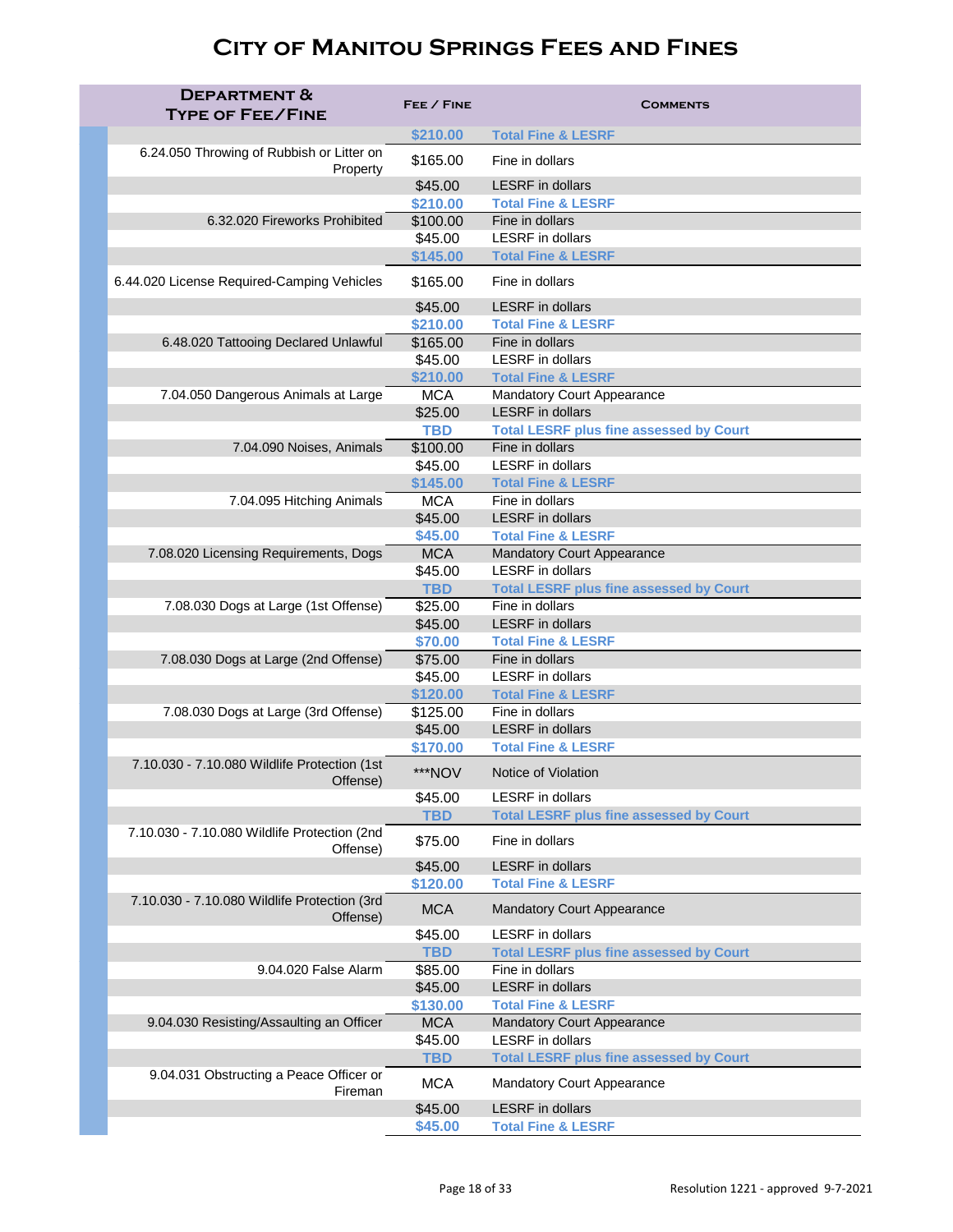# City of Manitou Springs Fees and Fines

| Department & Type of Fee/Fine | Fee / Fine | Comments |
|---|---|---|
| | **$210.00** | **Total Fine & LESRF** |
| 6.24.050 Throwing of Rubbish or Litter on Property | $165.00 | Fine in dollars |
| | $45.00 | LESRF in dollars |
| | **$210.00** | **Total Fine & LESRF** |
| 6.32.020 Fireworks Prohibited | $100.00 | Fine in dollars |
| | $45.00 | LESRF in dollars |
| | **$145.00** | **Total Fine & LESRF** |
| 6.44.020 License Required-Camping Vehicles | $165.00 | Fine in dollars |
| | $45.00 | LESRF in dollars |
| | **$210.00** | **Total Fine & LESRF** |
| 6.48.020 Tattooing Declared Unlawful | $165.00 | Fine in dollars |
| | $45.00 | LESRF in dollars |
| | **$210.00** | **Total Fine & LESRF** |
| 7.04.050 Dangerous Animals at Large | MCA | Mandatory Court Appearance |
| | $25.00 | LESRF in dollars |
| | **TBD** | **Total LESRF plus fine assessed by Court** |
| 7.04.090 Noises, Animals | $100.00 | Fine in dollars |
| | $45.00 | LESRF in dollars |
| | **$145.00** | **Total Fine & LESRF** |
| 7.04.095 Hitching Animals | MCA | Fine in dollars |
| | $45.00 | LESRF in dollars |
| | **$45.00** | **Total Fine & LESRF** |
| 7.08.020 Licensing Requirements, Dogs | MCA | Mandatory Court Appearance |
| | $45.00 | LESRF in dollars |
| | **TBD** | **Total LESRF plus fine assessed by Court** |
| 7.08.030 Dogs at Large (1st Offense) | $25.00 | Fine in dollars |
| | $45.00 | LESRF in dollars |
| | **$70.00** | **Total Fine & LESRF** |
| 7.08.030 Dogs at Large (2nd Offense) | $75.00 | Fine in dollars |
| | $45.00 | LESRF in dollars |
| | **$120.00** | **Total Fine & LESRF** |
| 7.08.030 Dogs at Large (3rd Offense) | $125.00 | Fine in dollars |
| | $45.00 | LESRF in dollars |
| | **$170.00** | **Total Fine & LESRF** |
| 7.10.030 - 7.10.080 Wildlife Protection (1st Offense) | ***NOV | Notice of Violation |
| | $45.00 | LESRF in dollars |
| | **TBD** | **Total LESRF plus fine assessed by Court** |
| 7.10.030 - 7.10.080 Wildlife Protection (2nd Offense) | $75.00 | Fine in dollars |
| | $45.00 | LESRF in dollars |
| | **$120.00** | **Total Fine & LESRF** |
| 7.10.030 - 7.10.080 Wildlife Protection (3rd Offense) | MCA | Mandatory Court Appearance |
| | $45.00 | LESRF in dollars |
| | **TBD** | **Total LESRF plus fine assessed by Court** |
| 9.04.020 False Alarm | $85.00 | Fine in dollars |
| | $45.00 | LESRF in dollars |
| | **$130.00** | **Total Fine & LESRF** |
| 9.04.030 Resisting/Assaulting an Officer | MCA | Mandatory Court Appearance |
| | $45.00 | LESRF in dollars |
| | **TBD** | **Total LESRF plus fine assessed by Court** |
| 9.04.031 Obstructing a Peace Officer or Fireman | MCA | Mandatory Court Appearance |
| | $45.00 | LESRF in dollars |
| | **$45.00** | **Total Fine & LESRF** |

Resolution 1221 - approved 9-7-2021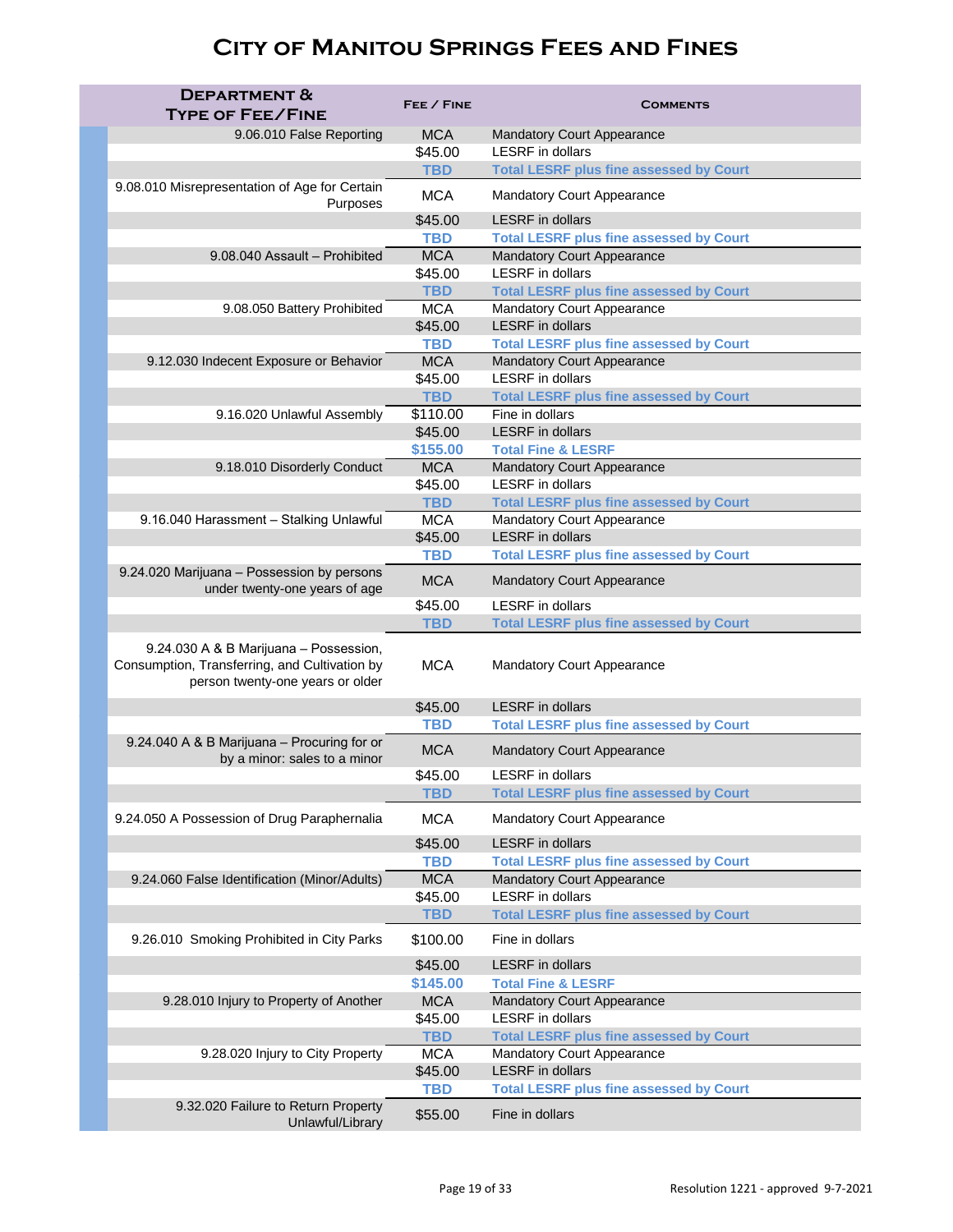# City of Manitou Springs Fees and Fines

| Department & Type of Fee/Fine | Fee / Fine | Comments |
|---|---|---|
| 9.06.010 False Reporting | MCA | Mandatory Court Appearance |
| | $45.00 | LESRF in dollars |
| | **TBD** | **Total LESRF plus fine assessed by Court** |
| 9.08.010 Misrepresentation of Age for Certain Purposes | MCA | Mandatory Court Appearance |
| | $45.00 | LESRF in dollars |
| | **TBD** | **Total LESRF plus fine assessed by Court** |
| 9.08.040 Assault – Prohibited | MCA | Mandatory Court Appearance |
| | $45.00 | LESRF in dollars |
| | **TBD** | **Total LESRF plus fine assessed by Court** |
| 9.08.050 Battery Prohibited | MCA | Mandatory Court Appearance |
| | $45.00 | LESRF in dollars |
| | **TBD** | **Total LESRF plus fine assessed by Court** |
| 9.12.030 Indecent Exposure or Behavior | MCA | Mandatory Court Appearance |
| | $45.00 | LESRF in dollars |
| | **TBD** | **Total LESRF plus fine assessed by Court** |
| 9.16.020 Unlawful Assembly | $110.00 | Fine in dollars |
| | $45.00 | LESRF in dollars |
| | **$155.00** | **Total Fine & LESRF** |
| 9.18.010 Disorderly Conduct | MCA | Mandatory Court Appearance |
| | $45.00 | LESRF in dollars |
| | **TBD** | **Total LESRF plus fine assessed by Court** |
| 9.16.040 Harassment – Stalking Unlawful | MCA | Mandatory Court Appearance |
| | $45.00 | LESRF in dollars |
| | **TBD** | **Total LESRF plus fine assessed by Court** |
| 9.24.020 Marijuana – Possession by persons under twenty-one years of age | MCA | Mandatory Court Appearance |
| | $45.00 | LESRF in dollars |
| | **TBD** | **Total LESRF plus fine assessed by Court** |
| 9.24.030 A & B Marijuana – Possession, Consumption, Transferring, and Cultivation by person twenty-one years or older | MCA | Mandatory Court Appearance |
| | $45.00 | LESRF in dollars |
| | **TBD** | **Total LESRF plus fine assessed by Court** |
| 9.24.040 A & B Marijuana – Procuring for or by a minor: sales to a minor | MCA | Mandatory Court Appearance |
| | $45.00 | LESRF in dollars |
| | **TBD** | **Total LESRF plus fine assessed by Court** |
| 9.24.050 A Possession of Drug Paraphernalia | MCA | Mandatory Court Appearance |
| | $45.00 | LESRF in dollars |
| | **TBD** | **Total LESRF plus fine assessed by Court** |
| 9.24.060 False Identification (Minor/Adults) | MCA | Mandatory Court Appearance |
| | $45.00 | LESRF in dollars |
| | **TBD** | **Total LESRF plus fine assessed by Court** |
| 9.26.010 Smoking Prohibited in City Parks | $100.00 | Fine in dollars |
| | $45.00 | LESRF in dollars |
| | **$145.00** | **Total Fine & LESRF** |
| 9.28.010 Injury to Property of Another | MCA | Mandatory Court Appearance |
| | $45.00 | LESRF in dollars |
| | **TBD** | **Total LESRF plus fine assessed by Court** |
| 9.28.020 Injury to City Property | MCA | Mandatory Court Appearance |
| | $45.00 | LESRF in dollars |
| | **TBD** | **Total LESRF plus fine assessed by Court** |
| 9.32.020 Failure to Return Property Unlawful/Library | $55.00 | Fine in dollars |

Resolution 1221 - approved 9-7-2021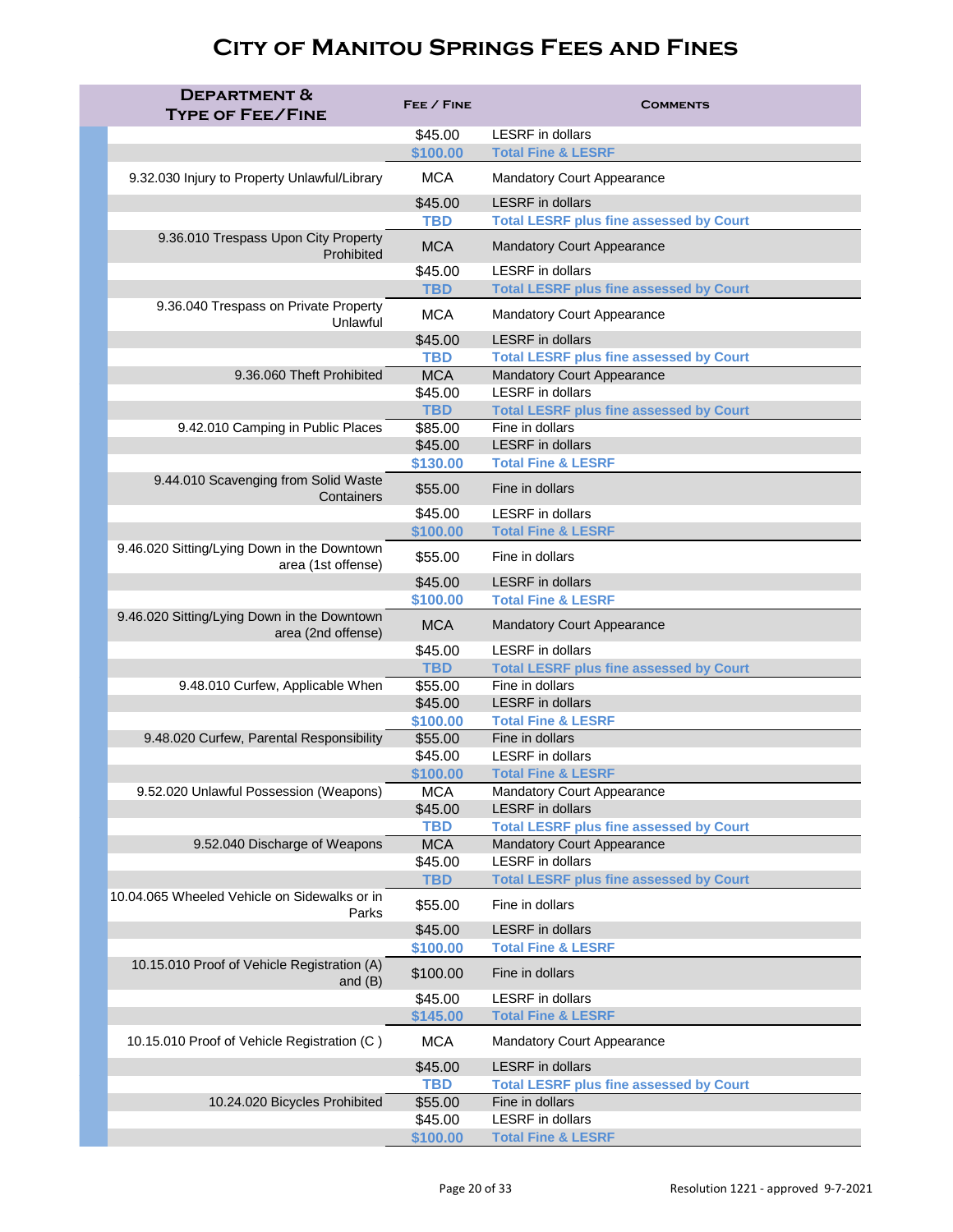# City of Manitou Springs Fees and Fines

| Department & Type of Fee/Fine | Fee / Fine | Comments |
|---|---|---|
| | $45.00 | LESRF in dollars |
| | **$100.00** | **Total Fine & LESRF** |
| 9.32.030 Injury to Property Unlawful/Library | MCA | Mandatory Court Appearance |
| | $45.00 | LESRF in dollars |
| | **TBD** | **Total LESRF plus fine assessed by Court** |
| 9.36.010 Trespass Upon City Property Prohibited | MCA | Mandatory Court Appearance |
| | $45.00 | LESRF in dollars |
| | **TBD** | **Total LESRF plus fine assessed by Court** |
| 9.36.040 Trespass on Private Property Unlawful | MCA | Mandatory Court Appearance |
| | $45.00 | LESRF in dollars |
| | **TBD** | **Total LESRF plus fine assessed by Court** |
| 9.36.060 Theft Prohibited | MCA | Mandatory Court Appearance |
| | $45.00 | LESRF in dollars |
| | **TBD** | **Total LESRF plus fine assessed by Court** |
| 9.42.010 Camping in Public Places | $85.00 | Fine in dollars |
| | $45.00 | LESRF in dollars |
| | **$130.00** | **Total Fine & LESRF** |
| 9.44.010 Scavenging from Solid Waste Containers | $55.00 | Fine in dollars |
| | $45.00 | LESRF in dollars |
| | **$100.00** | **Total Fine & LESRF** |
| 9.46.020 Sitting/Lying Down in the Downtown area (1st offense) | $55.00 | Fine in dollars |
| | $45.00 | LESRF in dollars |
| | **$100.00** | **Total Fine & LESRF** |
| 9.46.020 Sitting/Lying Down in the Downtown area (2nd offense) | MCA | Mandatory Court Appearance |
| | $45.00 | LESRF in dollars |
| | **TBD** | **Total LESRF plus fine assessed by Court** |
| 9.48.010 Curfew, Applicable When | $55.00 | Fine in dollars |
| | $45.00 | LESRF in dollars |
| | **$100.00** | **Total Fine & LESRF** |
| 9.48.020 Curfew, Parental Responsibility | $55.00 | Fine in dollars |
| | $45.00 | LESRF in dollars |
| | **$100.00** | **Total Fine & LESRF** |
| 9.52.020 Unlawful Possession (Weapons) | MCA | Mandatory Court Appearance |
| | $45.00 | LESRF in dollars |
| | **TBD** | **Total LESRF plus fine assessed by Court** |
| 9.52.040 Discharge of Weapons | MCA | Mandatory Court Appearance |
| | $45.00 | LESRF in dollars |
| | **TBD** | **Total LESRF plus fine assessed by Court** |
| 10.04.065 Wheeled Vehicle on Sidewalks or in Parks | $55.00 | Fine in dollars |
| | $45.00 | LESRF in dollars |
| | **$100.00** | **Total Fine & LESRF** |
| 10.15.010 Proof of Vehicle Registration (A) and (B) | $100.00 | Fine in dollars |
| | $45.00 | LESRF in dollars |
| | **$145.00** | **Total Fine & LESRF** |
| 10.15.010 Proof of Vehicle Registration (C ) | MCA | Mandatory Court Appearance |
| | $45.00 | LESRF in dollars |
| | **TBD** | **Total LESRF plus fine assessed by Court** |
| 10.24.020 Bicycles Prohibited | $55.00 | Fine in dollars |
| | $45.00 | LESRF in dollars |
| | **$100.00** | **Total Fine & LESRF** |

Resolution 1221 - approved 9-7-2021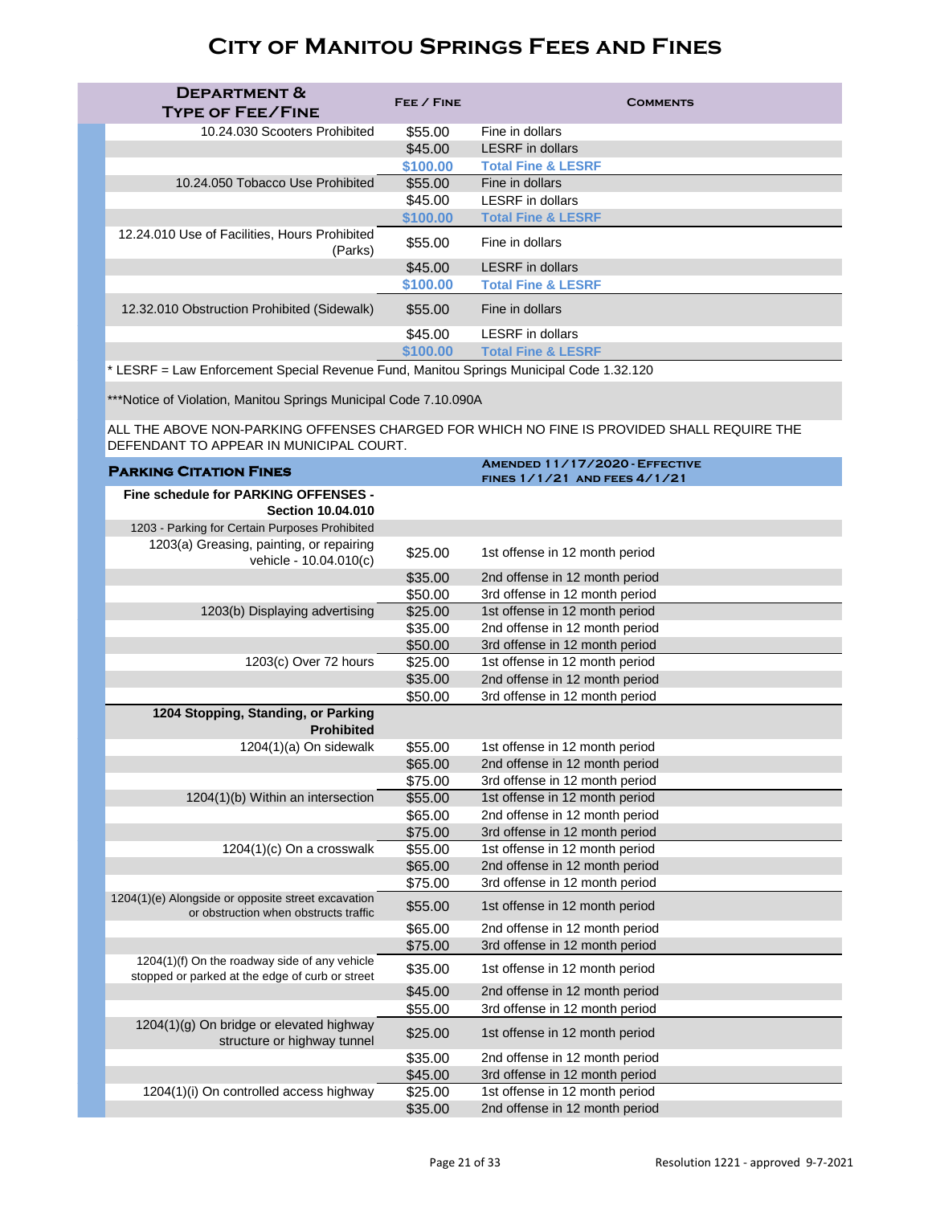# City of Manitou Springs Fees and Fines

| Department & Type of Fee/Fine | Fee / Fine | Comments |
|---|---|---|
| 10.24.030 Scooters Prohibited | $55.00 | Fine in dollars |
| | $45.00 | LESRF in dollars |
| | **$100.00** | **Total Fine & LESRF** |
| 10.24.050 Tobacco Use Prohibited | $55.00 | Fine in dollars |
| | $45.00 | LESRF in dollars |
| | **$100.00** | **Total Fine & LESRF** |
| 12.24.010 Use of Facilities, Hours Prohibited (Parks) | $55.00 | Fine in dollars |
| | $45.00 | LESRF in dollars |
| | **$100.00** | **Total Fine & LESRF** |
| 12.32.010 Obstruction Prohibited (Sidewalk) | $55.00 | Fine in dollars |
| | $45.00 | LESRF in dollars |
| | **$100.00** | **Total Fine & LESRF** |

* LESRF = Law Enforcement Special Revenue Fund, Manitou Springs Municipal Code 1.32.120

***Notice of Violation, Manitou Springs Municipal Code 7.10.090A

ALL THE ABOVE NON-PARKING OFFENSES CHARGED FOR WHICH NO FINE IS PROVIDED SHALL REQUIRE THE DEFENDANT TO APPEAR IN MUNICIPAL COURT.

| **Parking Citation Fines** | | **Amended 11/17/2020 - Effective fines 1/1/21 and fees 4/1/21** |
|---|---|---|
| **Fine schedule for PARKING OFFENSES - Section 10.04.010** | | |
| 1203 - Parking for Certain Purposes Prohibited | | |
| 1203(a) Greasing, painting, or repairing vehicle - 10.04.010(c) | $25.00 | 1st offense in 12 month period |
| | $35.00 | 2nd offense in 12 month period |
| | $50.00 | 3rd offense in 12 month period |
| 1203(b) Displaying advertising | $25.00 | 1st offense in 12 month period |
| | $35.00 | 2nd offense in 12 month period |
| | $50.00 | 3rd offense in 12 month period |
| 1203(c) Over 72 hours | $25.00 | 1st offense in 12 month period |
| | $35.00 | 2nd offense in 12 month period |
| | $50.00 | 3rd offense in 12 month period |
| **1204 Stopping, Standing, or Parking Prohibited** | | |
| 1204(1)(a) On sidewalk | $55.00 | 1st offense in 12 month period |
| | $65.00 | 2nd offense in 12 month period |
| | $75.00 | 3rd offense in 12 month period |
| 1204(1)(b) Within an intersection | $55.00 | 1st offense in 12 month period |
| | $65.00 | 2nd offense in 12 month period |
| | $75.00 | 3rd offense in 12 month period |
| 1204(1)(c) On a crosswalk | $55.00 | 1st offense in 12 month period |
| | $65.00 | 2nd offense in 12 month period |
| | $75.00 | 3rd offense in 12 month period |
| 1204(1)(e) Alongside or opposite street excavation or obstruction when obstructs traffic | $55.00 | 1st offense in 12 month period |
| | $65.00 | 2nd offense in 12 month period |
| | $75.00 | 3rd offense in 12 month period |
| 1204(1)(f) On the roadway side of any vehicle stopped or parked at the edge of curb or street | $35.00 | 1st offense in 12 month period |
| | $45.00 | 2nd offense in 12 month period |
| | $55.00 | 3rd offense in 12 month period |
| 1204(1)(g) On bridge or elevated highway structure or highway tunnel | $25.00 | 1st offense in 12 month period |
| | $35.00 | 2nd offense in 12 month period |
| | $45.00 | 3rd offense in 12 month period |
| 1204(1)(i) On controlled access highway | $25.00 | 1st offense in 12 month period |
| | $35.00 | 2nd offense in 12 month period |

Resolution 1221 - approved 9-7-2021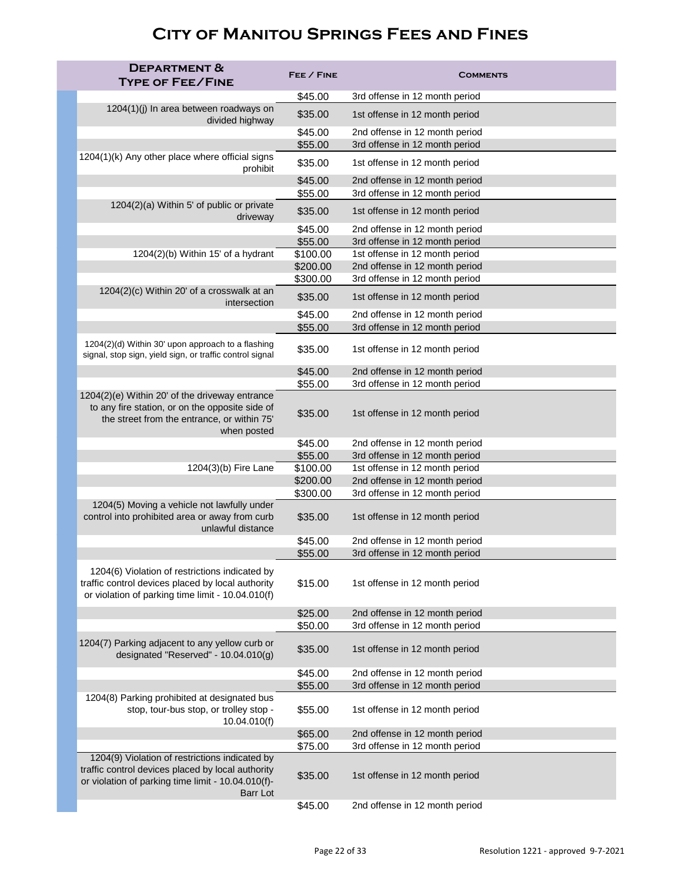# City of Manitou Springs Fees and Fines

| Department & Type of Fee/Fine | Fee / Fine | Comments |
|---|---|---|
| | $45.00 | 3rd offense in 12 month period |
| 1204(1)(j) In area between roadways on divided highway | $35.00 | 1st offense in 12 month period |
| | $45.00 | 2nd offense in 12 month period |
| | $55.00 | 3rd offense in 12 month period |
| 1204(1)(k) Any other place where official signs prohibit | $35.00 | 1st offense in 12 month period |
| | $45.00 | 2nd offense in 12 month period |
| | $55.00 | 3rd offense in 12 month period |
| 1204(2)(a) Within 5' of public or private driveway | $35.00 | 1st offense in 12 month period |
| | $45.00 | 2nd offense in 12 month period |
| | $55.00 | 3rd offense in 12 month period |
| 1204(2)(b) Within 15' of a hydrant | $100.00 | 1st offense in 12 month period |
| | $200.00 | 2nd offense in 12 month period |
| | $300.00 | 3rd offense in 12 month period |
| 1204(2)(c) Within 20' of a crosswalk at an intersection | $35.00 | 1st offense in 12 month period |
| | $45.00 | 2nd offense in 12 month period |
| | $55.00 | 3rd offense in 12 month period |
| 1204(2)(d) Within 30' upon approach to a flashing signal, stop sign, yield sign, or traffic control signal | $35.00 | 1st offense in 12 month period |
| | $45.00 | 2nd offense in 12 month period |
| | $55.00 | 3rd offense in 12 month period |
| 1204(2)(e) Within 20' of the driveway entrance to any fire station, or on the opposite side of the street from the entrance, or within 75' when posted | $35.00 | 1st offense in 12 month period |
| | $45.00 | 2nd offense in 12 month period |
| | $55.00 | 3rd offense in 12 month period |
| 1204(3)(b) Fire Lane | $100.00 | 1st offense in 12 month period |
| | $200.00 | 2nd offense in 12 month period |
| | $300.00 | 3rd offense in 12 month period |
| 1204(5) Moving a vehicle not lawfully under control into prohibited area or away from curb unlawful distance | $35.00 | 1st offense in 12 month period |
| | $45.00 | 2nd offense in 12 month period |
| | $55.00 | 3rd offense in 12 month period |
| 1204(6) Violation of restrictions indicated by traffic control devices placed by local authority or violation of parking time limit - 10.04.010(f) | $15.00 | 1st offense in 12 month period |
| | $25.00 | 2nd offense in 12 month period |
| | $50.00 | 3rd offense in 12 month period |
| 1204(7) Parking adjacent to any yellow curb or designated "Reserved" - 10.04.010(g) | $35.00 | 1st offense in 12 month period |
| | $45.00 | 2nd offense in 12 month period |
| | $55.00 | 3rd offense in 12 month period |
| 1204(8) Parking prohibited at designated bus stop, tour-bus stop, or trolley stop - 10.04.010(f) | $55.00 | 1st offense in 12 month period |
| | $65.00 | 2nd offense in 12 month period |
| | $75.00 | 3rd offense in 12 month period |
| 1204(9) Violation of restrictions indicated by traffic control devices placed by local authority or violation of parking time limit - 10.04.010(f)- Barr Lot | $35.00 | 1st offense in 12 month period |
| | $45.00 | 2nd offense in 12 month period |

Resolution 1221 - approved 9-7-2021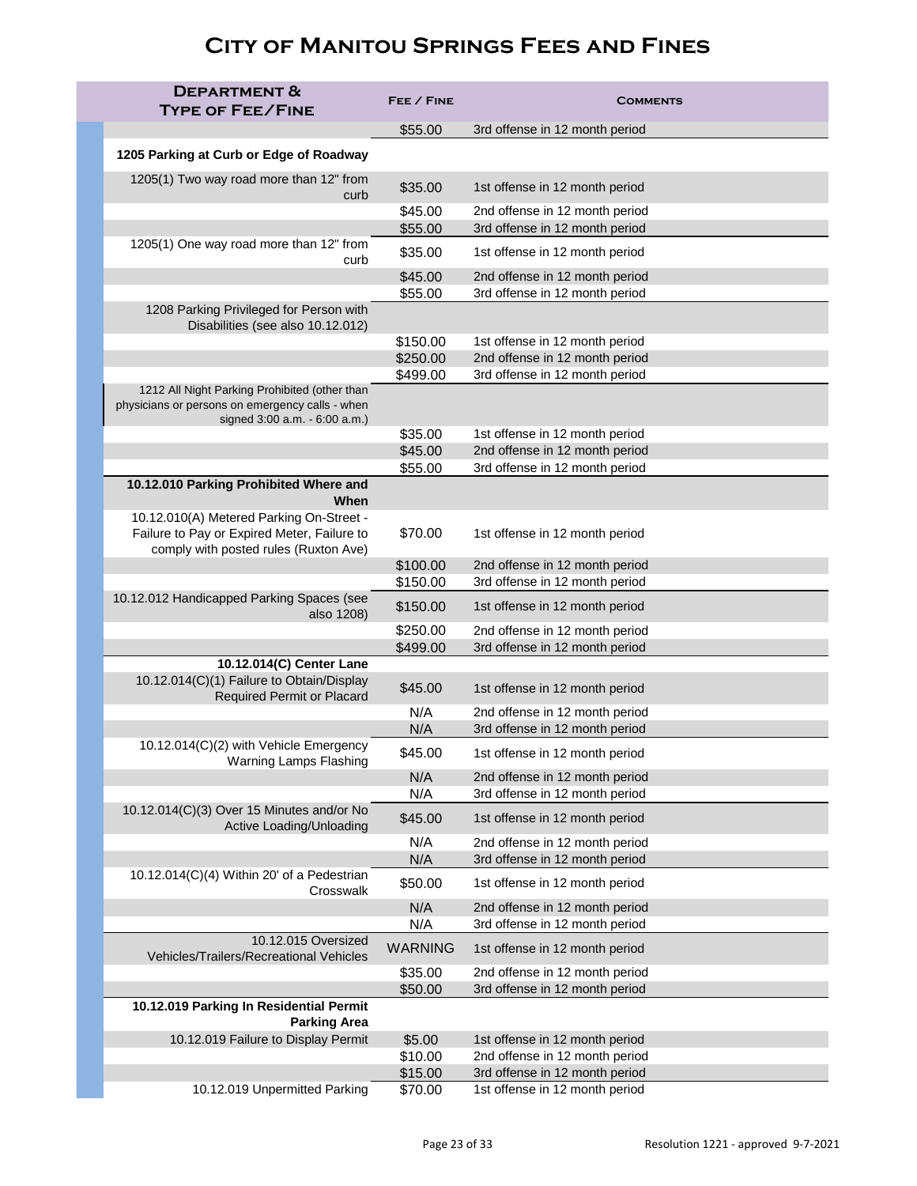# City of Manitou Springs Fees and Fines

| Department & Type of Fee/Fine | Fee / Fine | Comments |
|---|---|---|
| | $55.00 | 3rd offense in 12 month period |
| **1205 Parking at Curb or Edge of Roadway** | | |
| 1205(1) Two way road more than 12" from curb | $35.00 | 1st offense in 12 month period |
| | $45.00 | 2nd offense in 12 month period |
| | $55.00 | 3rd offense in 12 month period |
| 1205(1) One way road more than 12" from curb | $35.00 | 1st offense in 12 month period |
| | $45.00 | 2nd offense in 12 month period |
| | $55.00 | 3rd offense in 12 month period |
| 1208 Parking Privileged for Person with Disabilities (see also 10.12.012) | | |
| | $150.00 | 1st offense in 12 month period |
| | $250.00 | 2nd offense in 12 month period |
| | $499.00 | 3rd offense in 12 month period |
| 1212 All Night Parking Prohibited (other than physicians or persons on emergency calls - when signed 3:00 a.m. - 6:00 a.m.) | | |
| | $35.00 | 1st offense in 12 month period |
| | $45.00 | 2nd offense in 12 month period |
| | $55.00 | 3rd offense in 12 month period |
| **10.12.010 Parking Prohibited Where and When** | | |
| 10.12.010(A) Metered Parking On-Street - Failure to Pay or Expired Meter, Failure to comply with posted rules (Ruxton Ave) | $70.00 | 1st offense in 12 month period |
| | $100.00 | 2nd offense in 12 month period |
| | $150.00 | 3rd offense in 12 month period |
| 10.12.012 Handicapped Parking Spaces (see also 1208) | $150.00 | 1st offense in 12 month period |
| | $250.00 | 2nd offense in 12 month period |
| | $499.00 | 3rd offense in 12 month period |
| **10.12.014(C) Center Lane** | | |
| 10.12.014(C)(1) Failure to Obtain/Display Required Permit or Placard | $45.00 | 1st offense in 12 month period |
| | N/A | 2nd offense in 12 month period |
| | N/A | 3rd offense in 12 month period |
| 10.12.014(C)(2) with Vehicle Emergency Warning Lamps Flashing | $45.00 | 1st offense in 12 month period |
| | N/A | 2nd offense in 12 month period |
| | N/A | 3rd offense in 12 month period |
| 10.12.014(C)(3) Over 15 Minutes and/or No Active Loading/Unloading | $45.00 | 1st offense in 12 month period |
| | N/A | 2nd offense in 12 month period |
| | N/A | 3rd offense in 12 month period |
| 10.12.014(C)(4) Within 20' of a Pedestrian Crosswalk | $50.00 | 1st offense in 12 month period |
| | N/A | 2nd offense in 12 month period |
| | N/A | 3rd offense in 12 month period |
| 10.12.015 Oversized Vehicles/Trailers/Recreational Vehicles | WARNING | 1st offense in 12 month period |
| | $35.00 | 2nd offense in 12 month period |
| | $50.00 | 3rd offense in 12 month period |
| **10.12.019 Parking In Residential Permit Parking Area** | | |
| 10.12.019 Failure to Display Permit | $5.00 | 1st offense in 12 month period |
| | $10.00 | 2nd offense in 12 month period |
| | $15.00 | 3rd offense in 12 month period |
| 10.12.019 Unpermitted Parking | $70.00 | 1st offense in 12 month period |

Resolution 1221 - approved 9-7-2021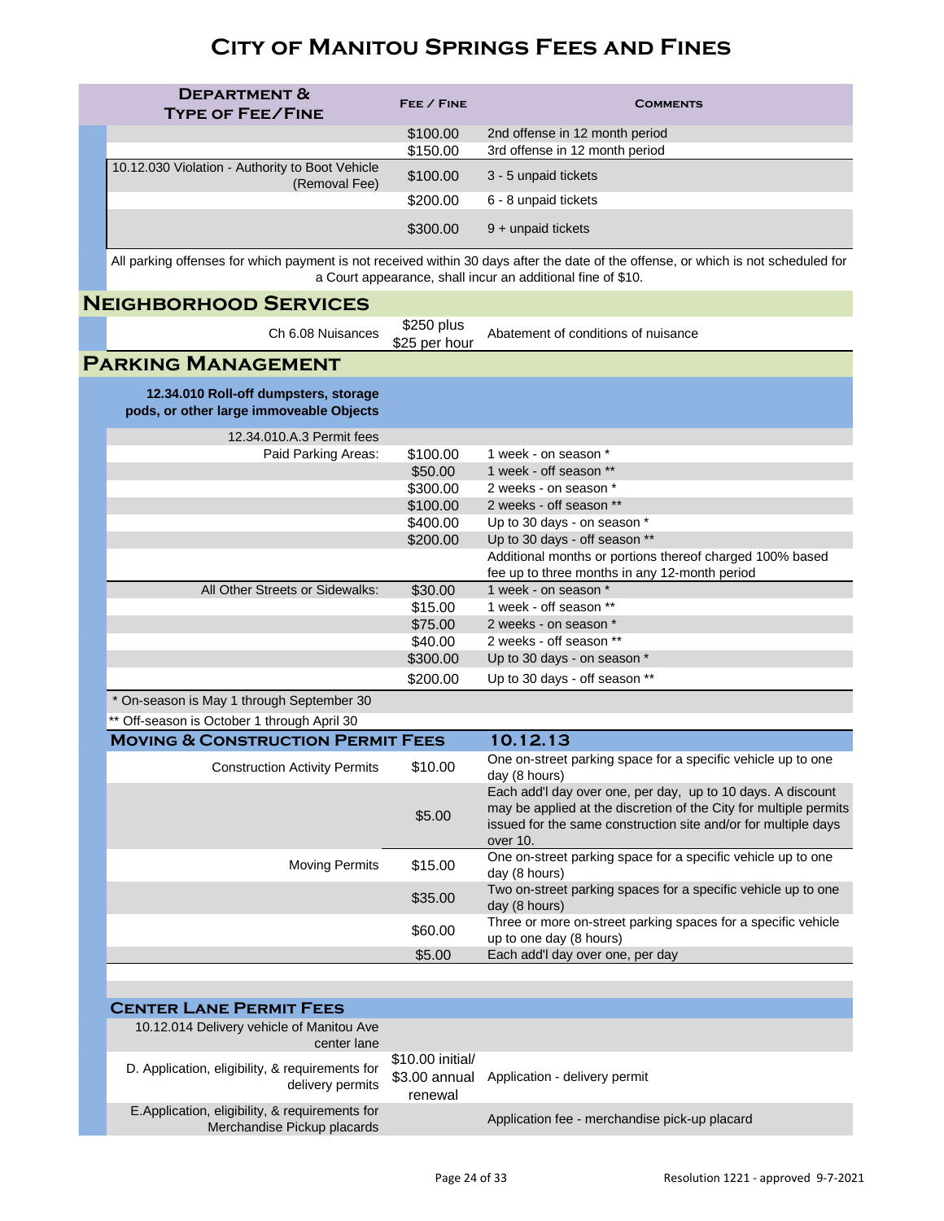# City of Manitou Springs Fees and Fines

| Department & Type of Fee/Fine | Fee / Fine | Comments |
|---|---|---|
| | $100.00 | 2nd offense in 12 month period |
| | $150.00 | 3rd offense in 12 month period |
| 10.12.030 Violation - Authority to Boot Vehicle (Removal Fee) | $100.00 | 3 - 5 unpaid tickets |
| | $200.00 | 6 - 8 unpaid tickets |
| | $300.00 | 9 + unpaid tickets |

All parking offenses for which payment is not received within 30 days after the date of the offense, or which is not scheduled for a Court appearance, shall incur an additional fine of $10.

## Neighborhood Services

| Department & Type of Fee/Fine | Fee / Fine | Comments |
|---|---|---|
| Ch 6.08 Nuisances | $250 plus $25 per hour | Abatement of conditions of nuisance |

## Parking Management

**12.34.010 Roll-off dumpsters, storage pods, or other large immoveable Objects**

| Department & Type of Fee/Fine | Fee / Fine | Comments |
|---|---|---|
| 12.34.010.A.3 Permit fees | | |
| Paid Parking Areas: | $100.00 | 1 week - on season * |
| | $50.00 | 1 week - off season ** |
| | $300.00 | 2 weeks - on season * |
| | $100.00 | 2 weeks - off season ** |
| | $400.00 | Up to 30 days - on season * |
| | $200.00 | Up to 30 days - off season ** |
| | | Additional months or portions thereof charged 100% based fee up to three months in any 12-month period |
| All Other Streets or Sidewalks: | $30.00 | 1 week - on season * |
| | $15.00 | 1 week - off season ** |
| | $75.00 | 2 weeks - on season * |
| | $40.00 | 2 weeks - off season ** |
| | $300.00 | Up to 30 days - on season * |
| | $200.00 | Up to 30 days - off season ** |

\* On-season is May 1 through September 30

** Off-season is October 1 through April 30

### Moving & Construction Permit Fees — 10.12.13

| Department & Type of Fee/Fine | Fee / Fine | Comments |
|---|---|---|
| Construction Activity Permits | $10.00 | One on-street parking space for a specific vehicle up to one day (8 hours) |
| | $5.00 | Each add'l day over one, per day, up to 10 days. A discount may be applied at the discretion of the City for multiple permits issued for the same construction site and/or for multiple days over 10. |
| Moving Permits | $15.00 | One on-street parking space for a specific vehicle up to one day (8 hours) |
| | $35.00 | Two on-street parking spaces for a specific vehicle up to one day (8 hours) |
| | $60.00 | Three or more on-street parking spaces for a specific vehicle up to one day (8 hours) |
| | $5.00 | Each add'l day over one, per day |

### Center Lane Permit Fees

| Department & Type of Fee/Fine | Fee / Fine | Comments |
|---|---|---|
| 10.12.014 Delivery vehicle of Manitou Ave center lane | | |
| D. Application, eligibility, & requirements for delivery permits | $10.00 initial/ $3.00 annual renewal | Application - delivery permit |
| E.Application, eligibility, & requirements for Merchandise Pickup placards | | Application fee - merchandise pick-up placard |

Resolution 1221 - approved 9-7-2021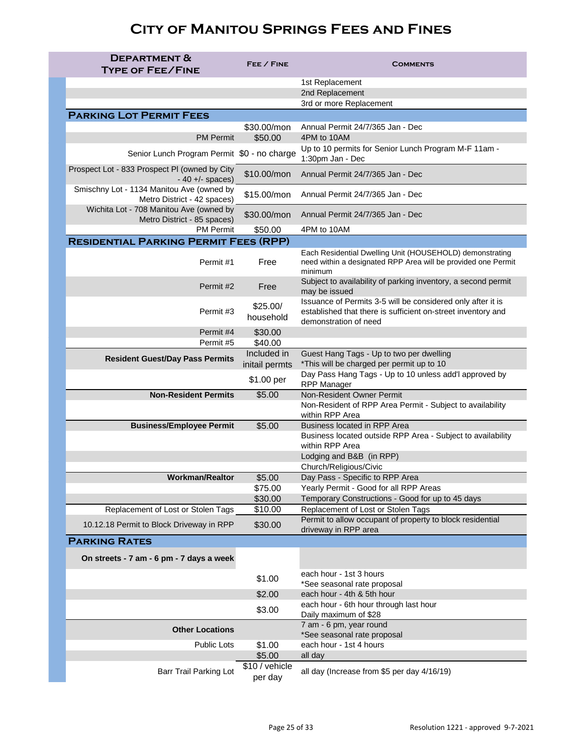# City of Manitou Springs Fees and Fines

| Department & Type of Fee/Fine | Fee / Fine | Comments |
|---|---|---|
| | | 1st Replacement |
| | | 2nd Replacement |
| | | 3rd or more Replacement |
| **Parking Lot Permit Fees** | | |
| | $30.00/mon | Annual Permit 24/7/365 Jan - Dec |
| PM Permit | $50.00 | 4PM to 10AM |
| Senior Lunch Program Permit | $0 - no charge | Up to 10 permits for Senior Lunch Program M-F 11am - 1:30pm Jan - Dec |
| Prospect Lot - 833 Prospect Pl (owned by City - 40 +/- spaces) | $10.00/mon | Annual Permit 24/7/365 Jan - Dec |
| Smischny Lot - 1134 Manitou Ave (owned by Metro District - 42 spaces) | $15.00/mon | Annual Permit 24/7/365 Jan - Dec |
| Wichita Lot - 708 Manitou Ave (owned by Metro District - 85 spaces) | $30.00/mon | Annual Permit 24/7/365 Jan - Dec |
| PM Permit | $50.00 | 4PM to 10AM |
| **Residential Parking Permit Fees (RPP)** | | |
| Permit #1 | Free | Each Residential Dwelling Unit (HOUSEHOLD) demonstrating need within a designated RPP Area will be provided one Permit minimum |
| Permit #2 | Free | Subject to availability of parking inventory, a second permit may be issued |
| Permit #3 | $25.00/ household | Issuance of Permits 3-5 will be considered only after it is established that there is sufficient on-street inventory and demonstration of need |
| Permit #4 | $30.00 | |
| Permit #5 | $40.00 | |
| **Resident Guest/Day Pass Permits** | Included in initail permts | Guest Hang Tags - Up to two per dwelling *This will be charged per permit up to 10 |
| | $1.00 per | Day Pass Hang Tags - Up to 10 unless add'l approved by RPP Manager |
| **Non-Resident Permits** | $5.00 | Non-Resident Owner Permit |
| | | Non-Resident of RPP Area Permit - Subject to availability within RPP Area |
| **Business/Employee Permit** | $5.00 | Business located in RPP Area |
| | | Business located outside RPP Area - Subject to availability within RPP Area |
| | | Lodging and B&B (in RPP) |
| | | Church/Religious/Civic |
| **Workman/Realtor** | $5.00 | Day Pass - Specific to RPP Area |
| | $75.00 | Yearly Permit - Good for all RPP Areas |
| | $30.00 | Temporary Constructions - Good for up to 45 days |
| Replacement of Lost or Stolen Tags | $10.00 | Replacement of Lost or Stolen Tags |
| 10.12.18 Permit to Block Driveway in RPP | $30.00 | Permit to allow occupant of property to block residential driveway in RPP area |
| **Parking Rates** | | |
| **On streets - 7 am - 6 pm - 7 days a week** | | |
| | $1.00 | each hour - 1st 3 hours *See seasonal rate proposal |
| | $2.00 | each hour - 4th & 5th hour |
| | $3.00 | each hour - 6th hour through last hour Daily maximum of $28 |
| **Other Locations** | | 7 am - 6 pm, year round *See seasonal rate proposal |
| Public Lots | $1.00 | each hour - 1st 4 hours |
| | $5.00 | all day |
| Barr Trail Parking Lot | $10 / vehicle per day | all day (Increase from $5 per day 4/16/19) |

Resolution 1221 - approved 9-7-2021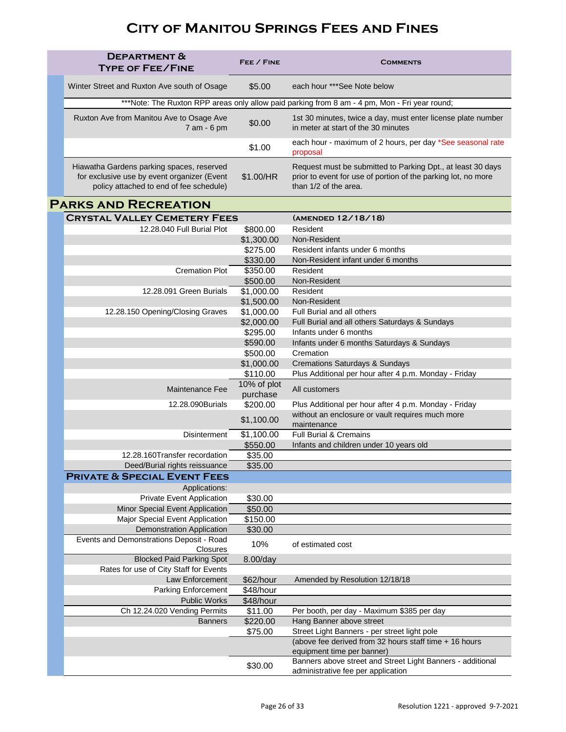# City of Manitou Springs Fees and Fines

| Department & Type of Fee/Fine | Fee / Fine | Comments |
|---|---|---|
| Winter Street and Ruxton Ave south of Osage | $5.00 | each hour ***See Note below |
| ***Note: The Ruxton RPP areas only allow paid parking from 8 am - 4 pm, Mon - Fri year round; | | |
| Ruxton Ave from Manitou Ave to Osage Ave 7 am - 6 pm | $0.00 | 1st 30 minutes, twice a day, must enter license plate number in meter at start of the 30 minutes |
| | $1.00 | each hour - maximum of 2 hours, per day *See seasonal rate proposal |
| Hiawatha Gardens parking spaces, reserved for exclusive use by event organizer (Event policy attached to end of fee schedule) | $1.00/HR | Request must be submitted to Parking Dpt., at least 30 days prior to event for use of portion of the parking lot, no more than 1/2 of the area. |

## Parks and Recreation

### Crystal Valley Cemetery Fees (amended 12/18/18)

| Type of Fee/Fine | Fee / Fine | Comments |
|---|---|---|
| 12.28.040 Full Burial Plot | $800.00 | Resident |
| | $1,300.00 | Non-Resident |
| | $275.00 | Resident infants under 6 months |
| | $330.00 | Non-Resident infant under 6 months |
| Cremation Plot | $350.00 | Resident |
| | $500.00 | Non-Resident |
| 12.28.091 Green Burials | $1,000.00 | Resident |
| | $1,500.00 | Non-Resident |
| 12.28.150 Opening/Closing Graves | $1,000.00 | Full Burial and all others |
| | $2,000.00 | Full Burial and all others Saturdays & Sundays |
| | $295.00 | Infants under 6 months |
| | $590.00 | Infants under 6 months Saturdays & Sundays |
| | $500.00 | Cremation |
| | $1,000.00 | Cremations Saturdays & Sundays |
| | $110.00 | Plus Additional per hour after 4 p.m. Monday - Friday |
| Maintenance Fee | 10% of plot purchase | All customers |
| 12.28.090Burials | $200.00 | Plus Additional per hour after 4 p.m. Monday - Friday |
| | $1,100.00 | without an enclosure or vault requires much more maintenance |
| Disinterment | $1,100.00 | Full Burial & Cremains |
| | $550.00 | Infants and children under 10 years old |
| 12.28.160Transfer recordation | $35.00 | |
| Deed/Burial rights reissuance | $35.00 | |

### Private & Special Event Fees

| Type of Fee/Fine | Fee / Fine | Comments |
|---|---|---|
| Applications: | | |
| Private Event Application | $30.00 | |
| Minor Special Event Application | $50.00 | |
| Major Special Event Application | $150.00 | |
| Demonstration Application | $30.00 | |
| Events and Demonstrations Deposit - Road Closures | 10% | of estimated cost |
| Blocked Paid Parking Spot | 8.00/day | |
| Rates for use of City Staff for Events | | |
| Law Enforcement | $62/hour | Amended by Resolution 12/18/18 |
| Parking Enforcement | $48/hour | |
| Public Works | $48/hour | |
| Ch 12.24.020 Vending Permits | $11.00 | Per booth, per day - Maximum $385 per day |
| Banners | $220.00 | Hang Banner above street |
| | $75.00 | Street Light Banners - per street light pole |
| | | (above fee derived from 32 hours staff time + 16 hours equipment time per banner) |
| | $30.00 | Banners above street and Street Light Banners - additional administrative fee per application |

Resolution 1221 - approved 9-7-2021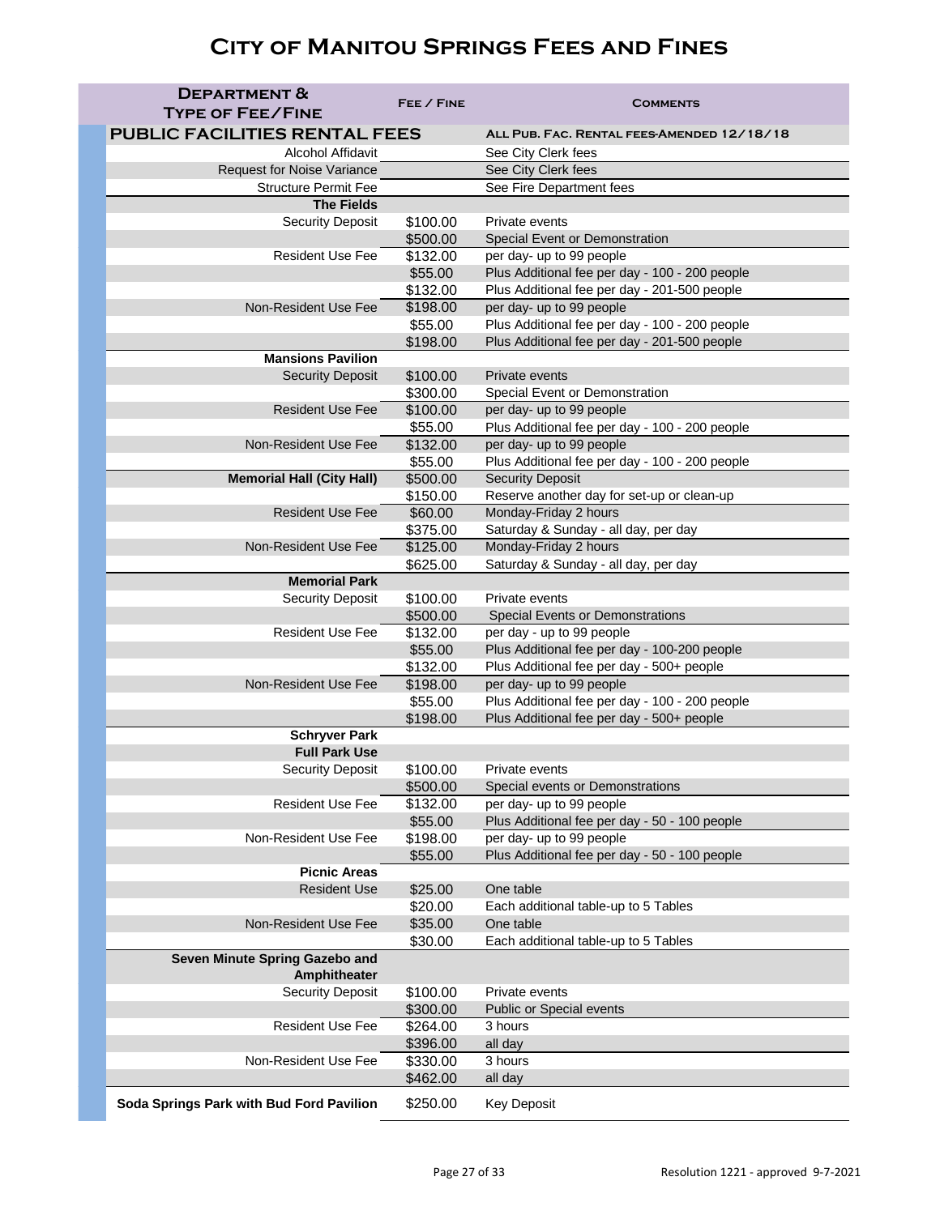# City of Manitou Springs Fees and Fines

| Department & Type of Fee/Fine | Fee / Fine | Comments |
|---|---|---|
| **PUBLIC FACILITIES RENTAL FEES** | | **All Pub. Fac. Rental Fees-Amended 12/18/18** |
| Alcohol Affidavit | | See City Clerk fees |
| Request for Noise Variance | | See City Clerk fees |
| Structure Permit Fee | | See Fire Department fees |
| **The Fields** | | |
| Security Deposit | $100.00 | Private events |
| | $500.00 | Special Event or Demonstration |
| Resident Use Fee | $132.00 | per day- up to 99 people |
| | $55.00 | Plus Additional fee per day - 100 - 200 people |
| | $132.00 | Plus Additional fee per day - 201-500 people |
| Non-Resident Use Fee | $198.00 | per day- up to 99 people |
| | $55.00 | Plus Additional fee per day - 100 - 200 people |
| | $198.00 | Plus Additional fee per day - 201-500 people |
| **Mansions Pavilion** | | |
| Security Deposit | $100.00 | Private events |
| | $300.00 | Special Event or Demonstration |
| Resident Use Fee | $100.00 | per day- up to 99 people |
| | $55.00 | Plus Additional fee per day - 100 - 200 people |
| Non-Resident Use Fee | $132.00 | per day- up to 99 people |
| | $55.00 | Plus Additional fee per day - 100 - 200 people |
| **Memorial Hall (City Hall)** | $500.00 | Security Deposit |
| | $150.00 | Reserve another day for set-up or clean-up |
| Resident Use Fee | $60.00 | Monday-Friday 2 hours |
| | $375.00 | Saturday & Sunday - all day, per day |
| Non-Resident Use Fee | $125.00 | Monday-Friday 2 hours |
| | $625.00 | Saturday & Sunday - all day, per day |
| **Memorial Park** | | |
| Security Deposit | $100.00 | Private events |
| | $500.00 | Special Events or Demonstrations |
| Resident Use Fee | $132.00 | per day - up to 99 people |
| | $55.00 | Plus Additional fee per day - 100-200 people |
| | $132.00 | Plus Additional fee per day - 500+ people |
| Non-Resident Use Fee | $198.00 | per day- up to 99 people |
| | $55.00 | Plus Additional fee per day - 100 - 200 people |
| | $198.00 | Plus Additional fee per day - 500+ people |
| **Schryver Park** | | |
| **Full Park Use** | | |
| Security Deposit | $100.00 | Private events |
| | $500.00 | Special events or Demonstrations |
| Resident Use Fee | $132.00 | per day- up to 99 people |
| | $55.00 | Plus Additional fee per day - 50 - 100 people |
| Non-Resident Use Fee | $198.00 | per day- up to 99 people |
| | $55.00 | Plus Additional fee per day - 50 - 100 people |
| **Picnic Areas** | | |
| Resident Use | $25.00 | One table |
| | $20.00 | Each additional table-up to 5 Tables |
| Non-Resident Use Fee | $35.00 | One table |
| | $30.00 | Each additional table-up to 5 Tables |
| **Seven Minute Spring Gazebo and Amphitheater** | | |
| Security Deposit | $100.00 | Private events |
| | $300.00 | Public or Special events |
| Resident Use Fee | $264.00 | 3 hours |
| | $396.00 | all day |
| Non-Resident Use Fee | $330.00 | 3 hours |
| | $462.00 | all day |
| **Soda Springs Park with Bud Ford Pavilion** | $250.00 | Key Deposit |

Resolution 1221 - approved 9-7-2021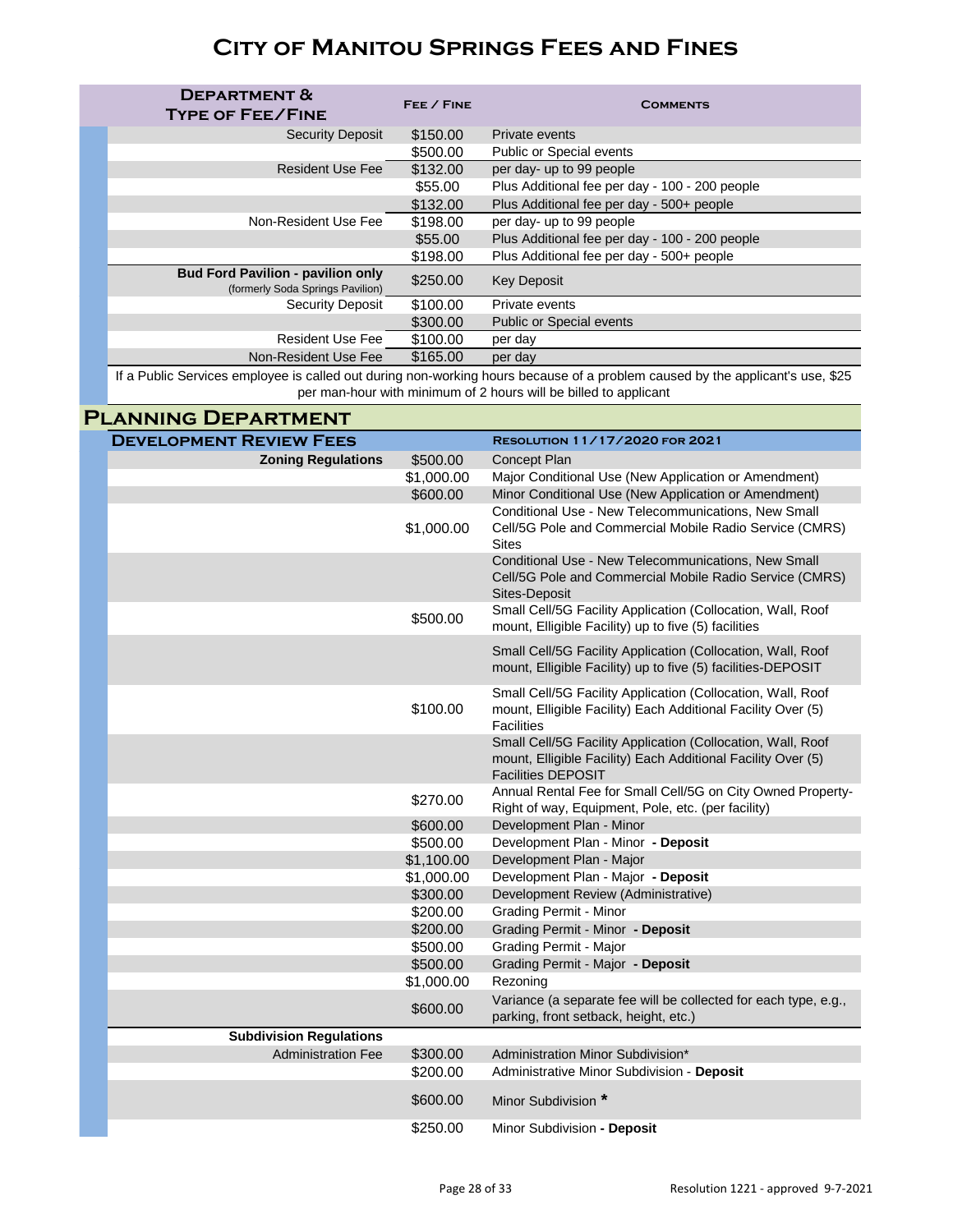# City of Manitou Springs Fees and Fines

| Department & Type of Fee/Fine | Fee / Fine | Comments |
|---|---|---|
| Security Deposit | $150.00 | Private events |
| | $500.00 | Public or Special events |
| Resident Use Fee | $132.00 | per day- up to 99 people |
| | $55.00 | Plus Additional fee per day - 100 - 200 people |
| | $132.00 | Plus Additional fee per day - 500+ people |
| Non-Resident Use Fee | $198.00 | per day- up to 99 people |
| | $55.00 | Plus Additional fee per day - 100 - 200 people |
| | $198.00 | Plus Additional fee per day - 500+ people |
| **Bud Ford Pavilion - pavilion only** (formerly Soda Springs Pavilion) | $250.00 | Key Deposit |
| Security Deposit | $100.00 | Private events |
| | $300.00 | Public or Special events |
| Resident Use Fee | $100.00 | per day |
| Non-Resident Use Fee | $165.00 | per day |

If a Public Services employee is called out during non-working hours because of a problem caused by the applicant's use, $25 per man-hour with minimum of 2 hours will be billed to applicant

## Planning Department

| Development Review Fees | | Resolution 11/17/2020 for 2021 |
|---|---|---|
| **Zoning Regulations** | $500.00 | Concept Plan |
| | $1,000.00 | Major Conditional Use (New Application or Amendment) |
| | $600.00 | Minor Conditional Use (New Application or Amendment) |
| | $1,000.00 | Conditional Use - New Telecommunications, New Small Cell/5G Pole and Commercial Mobile Radio Service (CMRS) Sites |
| | | Conditional Use - New Telecommunications, New Small Cell/5G Pole and Commercial Mobile Radio Service (CMRS) Sites-Deposit |
| | $500.00 | Small Cell/5G Facility Application (Collocation, Wall, Roof mount, Elligible Facility) up to five (5) facilities |
| | | Small Cell/5G Facility Application (Collocation, Wall, Roof mount, Elligible Facility) up to five (5) facilities-DEPOSIT |
| | $100.00 | Small Cell/5G Facility Application (Collocation, Wall, Roof mount, Elligible Facility) Each Additional Facility Over (5) Facilities |
| | | Small Cell/5G Facility Application (Collocation, Wall, Roof mount, Elligible Facility) Each Additional Facility Over (5) Facilities DEPOSIT |
| | $270.00 | Annual Rental Fee for Small Cell/5G on City Owned Property-Right of way, Equipment, Pole, etc. (per facility) |
| | $600.00 | Development Plan - Minor |
| | $500.00 | Development Plan - Minor **- Deposit** |
| | $1,100.00 | Development Plan - Major |
| | $1,000.00 | Development Plan - Major **- Deposit** |
| | $300.00 | Development Review (Administrative) |
| | $200.00 | Grading Permit - Minor |
| | $200.00 | Grading Permit - Minor **- Deposit** |
| | $500.00 | Grading Permit - Major |
| | $500.00 | Grading Permit - Major **- Deposit** |
| | $1,000.00 | Rezoning |
| | $600.00 | Variance (a separate fee will be collected for each type, e.g., parking, front setback, height, etc.) |
| **Subdivision Regulations** | | |
| Administration Fee | $300.00 | Administration Minor Subdivision* |
| | $200.00 | Administrative Minor Subdivision - **Deposit** |
| | $600.00 | Minor Subdivision * |
| | $250.00 | Minor Subdivision **- Deposit** |

Resolution 1221 - approved 9-7-2021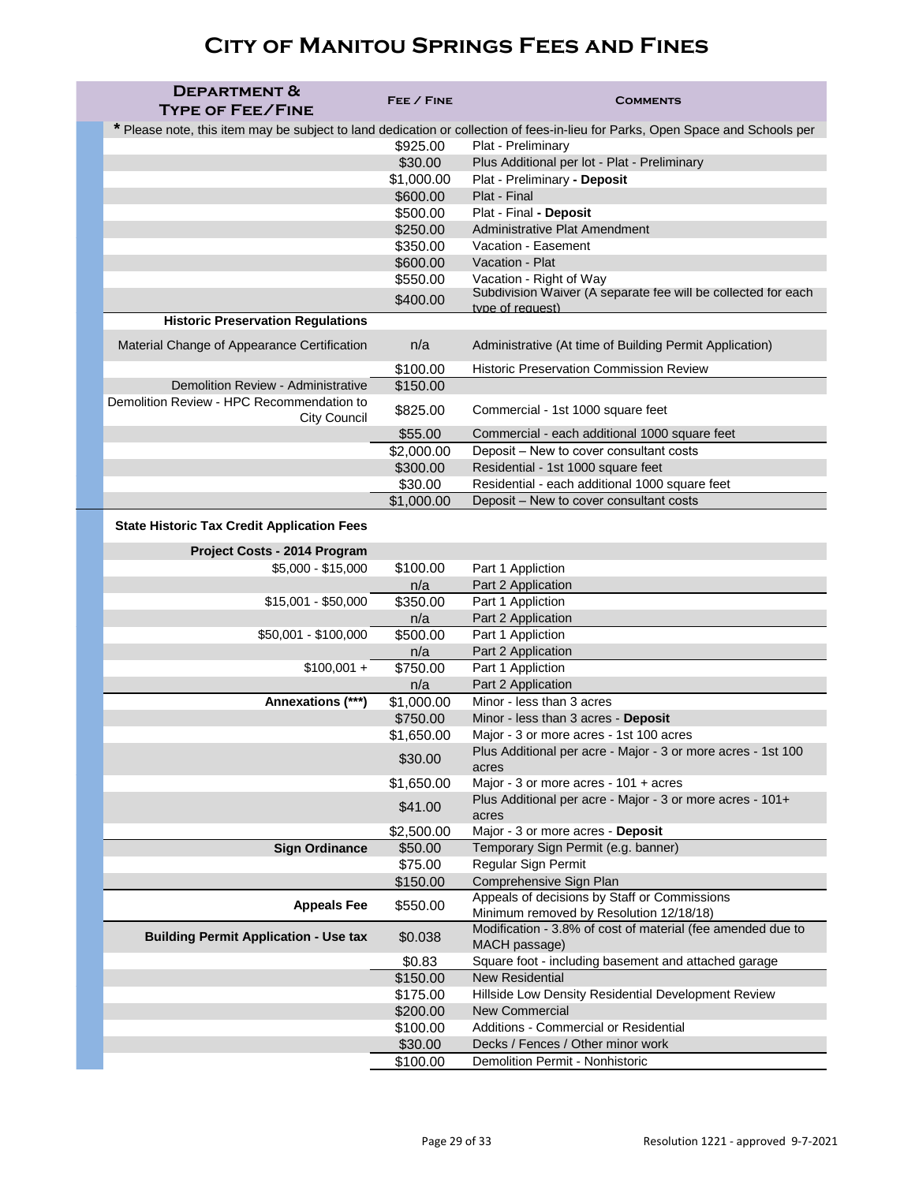# City of Manitou Springs Fees and Fines

| Department & Type of Fee/Fine | Fee / Fine | Comments |
|---|---|---|
| * Please note, this item may be subject to land dedication or collection of fees-in-lieu for Parks, Open Space and Schools per | | |
| | $925.00 | Plat - Preliminary |
| | $30.00 | Plus Additional per lot - Plat - Preliminary |
| | $1,000.00 | Plat - Preliminary **- Deposit** |
| | $600.00 | Plat - Final |
| | $500.00 | Plat - Final **- Deposit** |
| | $250.00 | Administrative Plat Amendment |
| | $350.00 | Vacation - Easement |
| | $600.00 | Vacation - Plat |
| | $550.00 | Vacation - Right of Way |
| | $400.00 | Subdivision Waiver (A separate fee will be collected for each type of request) |
| **Historic Preservation Regulations** | | |
| Material Change of Appearance Certification | n/a | Administrative (At time of Building Permit Application) |
| | $100.00 | Historic Preservation Commission Review |
| Demolition Review - Administrative | $150.00 | |
| Demolition Review - HPC Recommendation to City Council | $825.00 | Commercial - 1st 1000 square feet |
| | $55.00 | Commercial - each additional 1000 square feet |
| | $2,000.00 | Deposit – New to cover consultant costs |
| | $300.00 | Residential - 1st 1000 square feet |
| | $30.00 | Residential - each additional 1000 square feet |
| | $1,000.00 | Deposit – New to cover consultant costs |
| **State Historic Tax Credit Application Fees** | | |
| **Project Costs - 2014 Program** | | |
| $5,000 - $15,000 | $100.00 | Part 1 Appliction |
| | n/a | Part 2 Application |
| $15,001 - $50,000 | $350.00 | Part 1 Appliction |
| | n/a | Part 2 Application |
| $50,001 - $100,000 | $500.00 | Part 1 Appliction |
| | n/a | Part 2 Application |
| $100,001 + | $750.00 | Part 1 Appliction |
| | n/a | Part 2 Application |
| **Annexations (***)** | $1,000.00 | Minor - less than 3 acres |
| | $750.00 | Minor - less than 3 acres - **Deposit** |
| | $1,650.00 | Major - 3 or more acres - 1st 100 acres |
| | $30.00 | Plus Additional per acre - Major - 3 or more acres - 1st 100 acres |
| | $1,650.00 | Major - 3 or more acres - 101 + acres |
| | $41.00 | Plus Additional per acre - Major - 3 or more acres - 101+ acres |
| | $2,500.00 | Major - 3 or more acres - **Deposit** |
| **Sign Ordinance** | $50.00 | Temporary Sign Permit (e.g. banner) |
| | $75.00 | Regular Sign Permit |
| | $150.00 | Comprehensive Sign Plan |
| **Appeals Fee** | $550.00 | Appeals of decisions by Staff or Commissions Minimum removed by Resolution 12/18/18) |
| **Building Permit Application - Use tax** | $0.038 | Modification - 3.8% of cost of material (fee amended due to MACH passage) |
| | $0.83 | Square foot - including basement and attached garage |
| | $150.00 | New Residential |
| | $175.00 | Hillside Low Density Residential Development Review |
| | $200.00 | New Commercial |
| | $100.00 | Additions - Commercial or Residential |
| | $30.00 | Decks / Fences / Other minor work |
| | $100.00 | Demolition Permit - Nonhistoric |

Resolution 1221 - approved 9-7-2021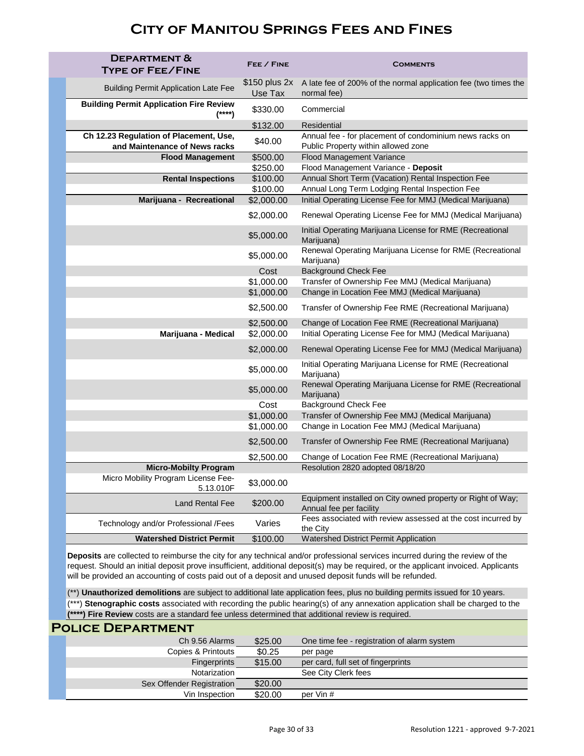# City of Manitou Springs Fees and Fines

| Department & Type of Fee/Fine | Fee / Fine | Comments |
|---|---|---|
| Building Permit Application Late Fee | $150 plus 2x Use Tax | A late fee of 200% of the normal application fee (two times the normal fee) |
| **Building Permit Application Fire Review (****)** | $330.00 | Commercial |
| | $132.00 | Residential |
| **Ch 12.23 Regulation of Placement, Use, and Maintenance of News racks** | $40.00 | Annual fee - for placement of condominium news racks on Public Property within allowed zone |
| **Flood Management** | $500.00 | Flood Management Variance |
| | $250.00 | Flood Management Variance - **Deposit** |
| **Rental Inspections** | $100.00 | Annual Short Term (Vacation) Rental Inspection Fee |
| | $100.00 | Annual Long Term Lodging Rental Inspection Fee |
| **Marijuana - Recreational** | $2,000.00 | Initial Operating License Fee for MMJ (Medical Marijuana) |
| | $2,000.00 | Renewal Operating License Fee for MMJ (Medical Marijuana) |
| | $5,000.00 | Initial Operating Marijuana License for RME (Recreational Marijuana) |
| | $5,000.00 | Renewal Operating Marijuana License for RME (Recreational Marijuana) |
| | Cost | Background Check Fee |
| | $1,000.00 | Transfer of Ownership Fee MMJ (Medical Marijuana) |
| | $1,000.00 | Change in Location Fee MMJ (Medical Marijuana) |
| | $2,500.00 | Transfer of Ownership Fee RME (Recreational Marijuana) |
| | $2,500.00 | Change of Location Fee RME (Recreational Marijuana) |
| **Marijuana - Medical** | $2,000.00 | Initial Operating License Fee for MMJ (Medical Marijuana) |
| | $2,000.00 | Renewal Operating License Fee for MMJ (Medical Marijuana) |
| | $5,000.00 | Initial Operating Marijuana License for RME (Recreational Marijuana) |
| | $5,000.00 | Renewal Operating Marijuana License for RME (Recreational Marijuana) |
| | Cost | Background Check Fee |
| | $1,000.00 | Transfer of Ownership Fee MMJ (Medical Marijuana) |
| | $1,000.00 | Change in Location Fee MMJ (Medical Marijuana) |
| | $2,500.00 | Transfer of Ownership Fee RME (Recreational Marijuana) |
| | $2,500.00 | Change of Location Fee RME (Recreational Marijuana) |
| **Micro-Mobilty Program** | | Resolution 2820 adopted 08/18/20 |
| Micro Mobility Program License Fee-5.13.010F | $3,000.00 | |
| Land Rental Fee | $200.00 | Equipment installed on City owned property or Right of Way; Annual fee per facility |
| Technology and/or Professional /Fees | Varies | Fees associated with review assessed at the cost incurred by the City |
| **Watershed District Permit** | $100.00 | Watershed District Permit Application |

**Deposits** are collected to reimburse the city for any technical and/or professional services incurred during the review of the request. Should an initial deposit prove insufficient, additional deposit(s) may be required, or the applicant invoiced. Applicants will be provided an accounting of costs paid out of a deposit and unused deposit funds will be refunded.

(**) **Unauthorized demolitions** are subject to additional late application fees, plus no building permits issued for 10 years.

(***) **Stenographic costs** associated with recording the public hearing(s) of any annexation application shall be charged to the

**(****) Fire Review** costs are a standard fee unless determined that additional review is required.

## Police Department

| Department & Type of Fee/Fine | Fee / Fine | Comments |
|---|---|---|
| Ch 9.56 Alarms | $25.00 | One time fee - registration of alarm system |
| Copies & Printouts | $0.25 | per page |
| Fingerprints | $15.00 | per card, full set of fingerprints |
| Notarization | | See City Clerk fees |
| Sex Offender Registration | $20.00 | |
| Vin Inspection | $20.00 | per Vin # |

Resolution 1221 - approved 9-7-2021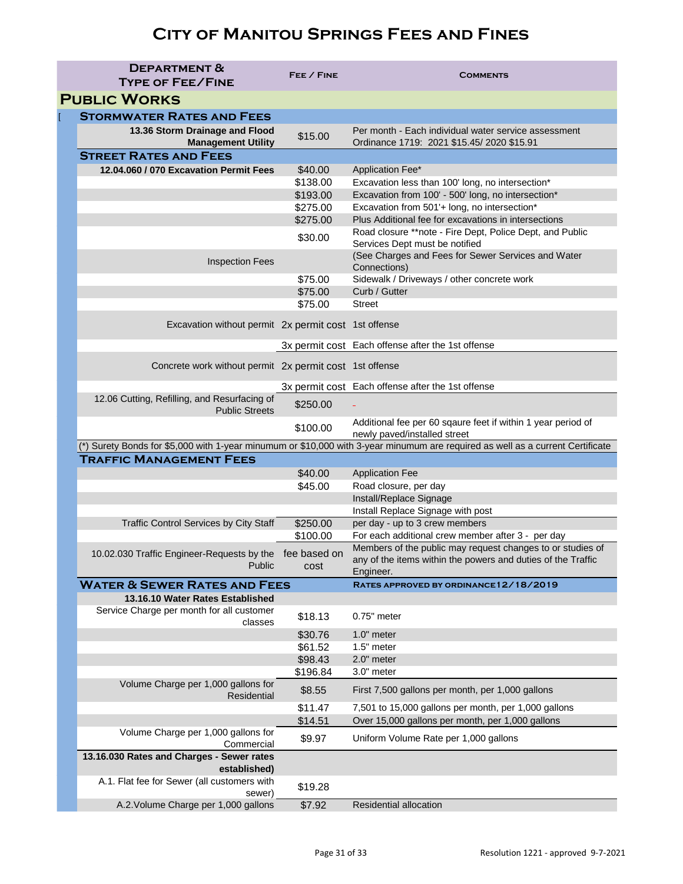# City of Manitou Springs Fees and Fines

| Department & Type of Fee/Fine | Fee / Fine | Comments |
|---|---|---|
| **Public Works** | | |
| **Stormwater Rates and Fees** | | |
| **13.36 Storm Drainage and Flood Management Utility** | $15.00 | Per month - Each individual water service assessment Ordinance 1719: 2021 $15.45/ 2020 $15.91 |
| **Street Rates and Fees** | | |
| **12.04.060 / 070 Excavation Permit Fees** | $40.00 | Application Fee* |
| | $138.00 | Excavation less than 100' long, no intersection* |
| | $193.00 | Excavation from 100' - 500' long, no intersection* |
| | $275.00 | Excavation from 501'+ long, no intersection* |
| | $275.00 | Plus Additional fee for excavations in intersections |
| | $30.00 | Road closure **note - Fire Dept, Police Dept, and Public Services Dept must be notified |
| Inspection Fees | | (See Charges and Fees for Sewer Services and Water Connections) |
| | $75.00 | Sidewalk / Driveways / other concrete work |
| | $75.00 | Curb / Gutter |
| | $75.00 | Street |
| Excavation without permit | 2x permit cost | 1st offense |
| | 3x permit cost | Each offense after the 1st offense |
| Concrete work without permit | 2x permit cost | 1st offense |
| | 3x permit cost | Each offense after the 1st offense |
| 12.06 Cutting, Refilling, and Resurfacing of Public Streets | $250.00 | - |
| | $100.00 | Additional fee per 60 sqaure feet if within 1 year period of newly paved/installed street |
| (*) Surety Bonds for $5,000 with 1-year minumum or $10,000 with 3-year minumum are required as well as a current Certificate | | |
| **Traffic Management Fees** | | |
| | $40.00 | Application Fee |
| | $45.00 | Road closure, per day |
| | | Install/Replace Signage |
| | | Install Replace Signage with post |
| Traffic Control Services by City Staff | $250.00 | per day - up to 3 crew members |
| | $100.00 | For each additional crew member after 3 - per day |
| 10.02.030 Traffic Engineer-Requests by the Public | fee based on cost | Members of the public may request changes to or studies of any of the items within the powers and duties of the Traffic Engineer. |
| **Water & Sewer Rates and Fees** | | Rates approved by Ordinance12/18/2019 |
| **13.16.10 Water Rates Established** | | |
| Service Charge per month for all customer classes | $18.13 | 0.75" meter |
| | $30.76 | 1.0" meter |
| | $61.52 | 1.5" meter |
| | $98.43 | 2.0" meter |
| | $196.84 | 3.0" meter |
| Volume Charge per 1,000 gallons for Residential | $8.55 | First 7,500 gallons per month, per 1,000 gallons |
| | $11.47 | 7,501 to 15,000 gallons per month, per 1,000 gallons |
| | $14.51 | Over 15,000 gallons per month, per 1,000 gallons |
| Volume Charge per 1,000 gallons for Commercial | $9.97 | Uniform Volume Rate per 1,000 gallons |
| **13.16.030 Rates and Charges - Sewer rates established)** | | |
| A.1. Flat fee for Sewer (all customers with sewer) | $19.28 | |
| A.2.Volume Charge per 1,000 gallons | $7.92 | Residential allocation |

Resolution 1221 - approved 9-7-2021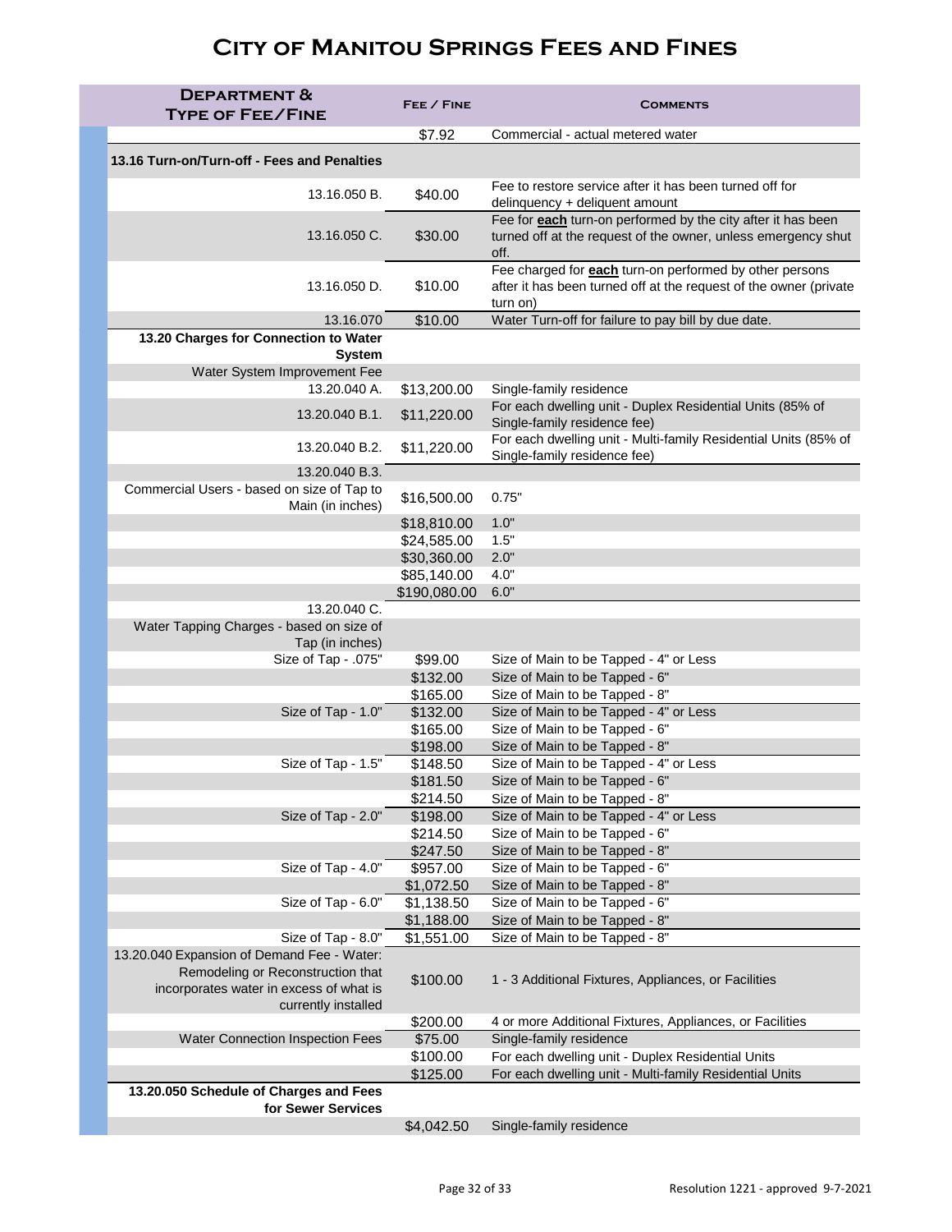# City of Manitou Springs Fees and Fines

| Department & Type of Fee/Fine | Fee / Fine | Comments |
|---|---|---|
| | $7.92 | Commercial - actual metered water |
| **13.16 Turn-on/Turn-off - Fees and Penalties** | | |
| 13.16.050 B. | $40.00 | Fee to restore service after it has been turned off for delinquency + deliquent amount |
| 13.16.050 C. | $30.00 | Fee for **each** turn-on performed by the city after it has been turned off at the request of the owner, unless emergency shut off. |
| 13.16.050 D. | $10.00 | Fee charged for **each** turn-on performed by other persons after it has been turned off at the request of the owner (private turn on) |
| 13.16.070 | $10.00 | Water Turn-off for failure to pay bill by due date. |
| **13.20 Charges for Connection to Water System** | | |
| Water System Improvement Fee | | |
| 13.20.040 A. | $13,200.00 | Single-family residence |
| 13.20.040 B.1. | $11,220.00 | For each dwelling unit - Duplex Residential Units (85% of Single-family residence fee) |
| 13.20.040 B.2. | $11,220.00 | For each dwelling unit - Multi-family Residential Units (85% of Single-family residence fee) |
| 13.20.040 B.3. | | |
| Commercial Users - based on size of Tap to Main (in inches) | $16,500.00 | 0.75" |
| | $18,810.00 | 1.0" |
| | $24,585.00 | 1.5" |
| | $30,360.00 | 2.0" |
| | $85,140.00 | 4.0" |
| | $190,080.00 | 6.0" |
| 13.20.040 C. | | |
| Water Tapping Charges - based on size of Tap (in inches) | | |
| Size of Tap - .075" | $99.00 | Size of Main to be Tapped - 4" or Less |
| | $132.00 | Size of Main to be Tapped - 6" |
| | $165.00 | Size of Main to be Tapped - 8" |
| Size of Tap - 1.0" | $132.00 | Size of Main to be Tapped - 4" or Less |
| | $165.00 | Size of Main to be Tapped - 6" |
| | $198.00 | Size of Main to be Tapped - 8" |
| Size of Tap - 1.5" | $148.50 | Size of Main to be Tapped - 4" or Less |
| | $181.50 | Size of Main to be Tapped - 6" |
| | $214.50 | Size of Main to be Tapped - 8" |
| Size of Tap - 2.0" | $198.00 | Size of Main to be Tapped - 4" or Less |
| | $214.50 | Size of Main to be Tapped - 6" |
| | $247.50 | Size of Main to be Tapped - 8" |
| Size of Tap - 4.0" | $957.00 | Size of Main to be Tapped - 6" |
| | $1,072.50 | Size of Main to be Tapped - 8" |
| Size of Tap - 6.0" | $1,138.50 | Size of Main to be Tapped - 6" |
| | $1,188.00 | Size of Main to be Tapped - 8" |
| Size of Tap - 8.0" | $1,551.00 | Size of Main to be Tapped - 8" |
| 13.20.040 Expansion of Demand Fee - Water: Remodeling or Reconstruction that incorporates water in excess of what is currently installed | $100.00 | 1 - 3 Additional Fixtures, Appliances, or Facilities |
| | $200.00 | 4 or more Additional Fixtures, Appliances, or Facilities |
| Water Connection Inspection Fees | $75.00 | Single-family residence |
| | $100.00 | For each dwelling unit - Duplex Residential Units |
| | $125.00 | For each dwelling unit - Multi-family Residential Units |
| **13.20.050 Schedule of Charges and Fees for Sewer Services** | | |
| | $4,042.50 | Single-family residence |

Resolution 1221 - approved 9-7-2021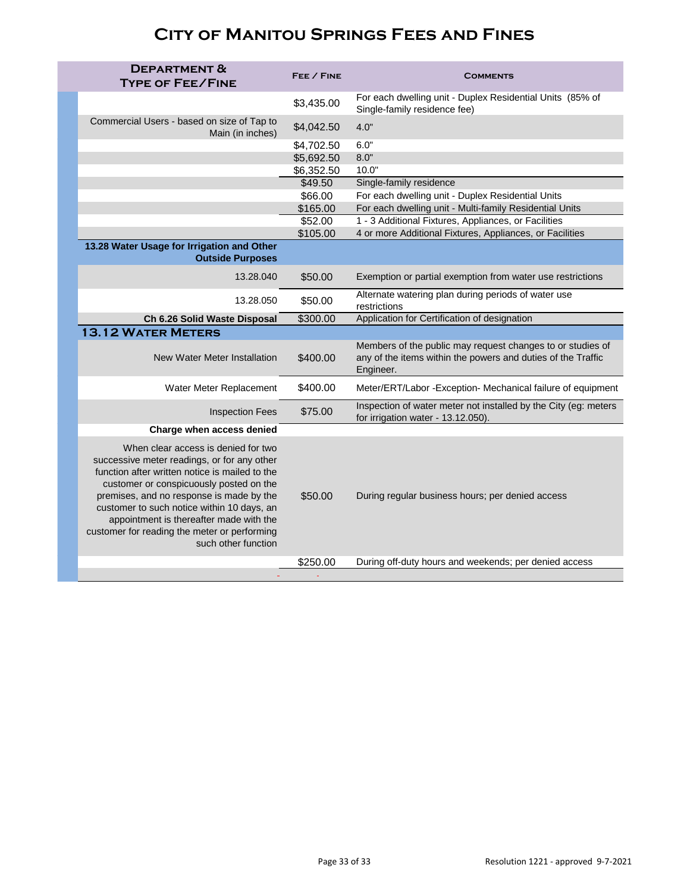# City of Manitou Springs Fees and Fines

| Department & Type of Fee/Fine | Fee / Fine | Comments |
|---|---|---|
| | $3,435.00 | For each dwelling unit - Duplex Residential Units (85% of Single-family residence fee) |
| Commercial Users - based on size of Tap to Main (in inches) | $4,042.50 | 4.0" |
| | $4,702.50 | 6.0" |
| | $5,692.50 | 8.0" |
| | $6,352.50 | 10.0" |
| | $49.50 | Single-family residence |
| | $66.00 | For each dwelling unit - Duplex Residential Units |
| | $165.00 | For each dwelling unit - Multi-family Residential Units |
| | $52.00 | 1 - 3 Additional Fixtures, Appliances, or Facilities |
| | $105.00 | 4 or more Additional Fixtures, Appliances, or Facilities |
| **13.28 Water Usage for Irrigation and Other Outside Purposes** | | |
| 13.28.040 | $50.00 | Exemption or partial exemption from water use restrictions |
| 13.28.050 | $50.00 | Alternate watering plan during periods of water use restrictions |
| **Ch 6.26 Solid Waste Disposal** | $300.00 | Application for Certification of designation |
| **13.12 Water Meters** | | |
| New Water Meter Installation | $400.00 | Members of the public may request changes to or studies of any of the items within the powers and duties of the Traffic Engineer. |
| Water Meter Replacement | $400.00 | Meter/ERT/Labor -Exception- Mechanical failure of equipment |
| Inspection Fees | $75.00 | Inspection of water meter not installed by the City (eg: meters for irrigation water - 13.12.050). |
| **Charge when access denied** | | |
| When clear access is denied for two successive meter readings, or for any other function after written notice is mailed to the customer or conspicuously posted on the premises, and no response is made by the customer to such notice within 10 days, an appointment is thereafter made with the customer for reading the meter or performing such other function | $50.00 | During regular business hours; per denied access |
| | $250.00 | During off-duty hours and weekends; per denied access |
| - | - | |

Resolution 1221 - approved 9-7-2021